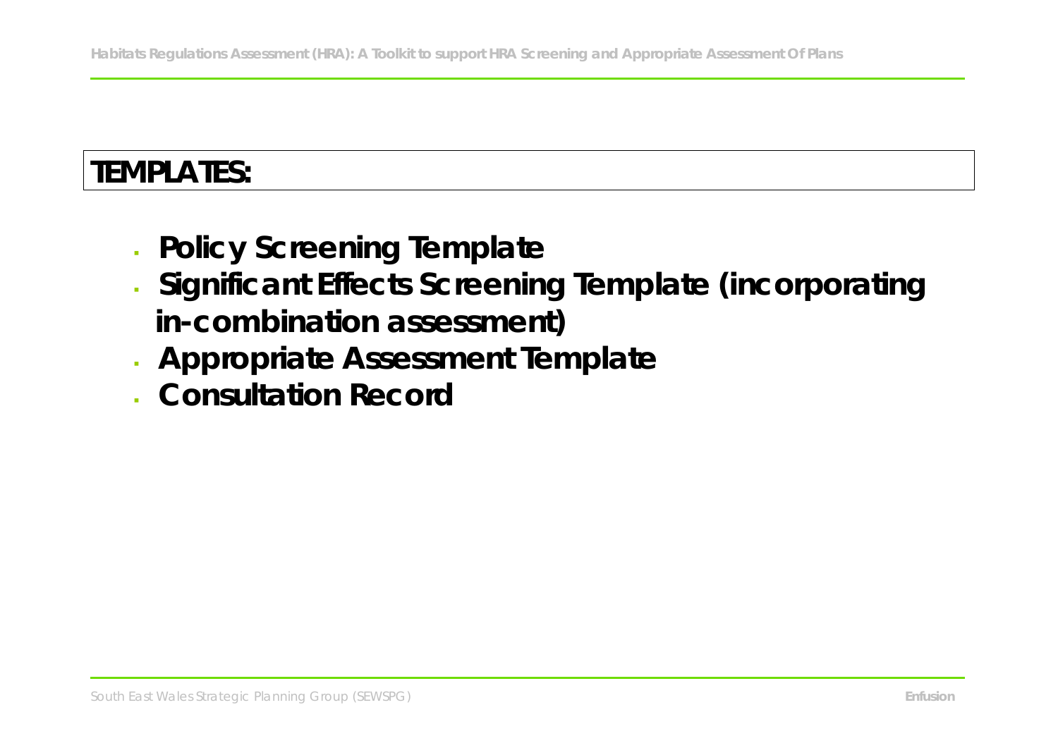# TEMPLATES:

- **Policy Screening Template**
- **Significant Effects Screening Template (incorporating in-combination assessment)**
- **Appropriate Assessment Template**
- **Consultation Record**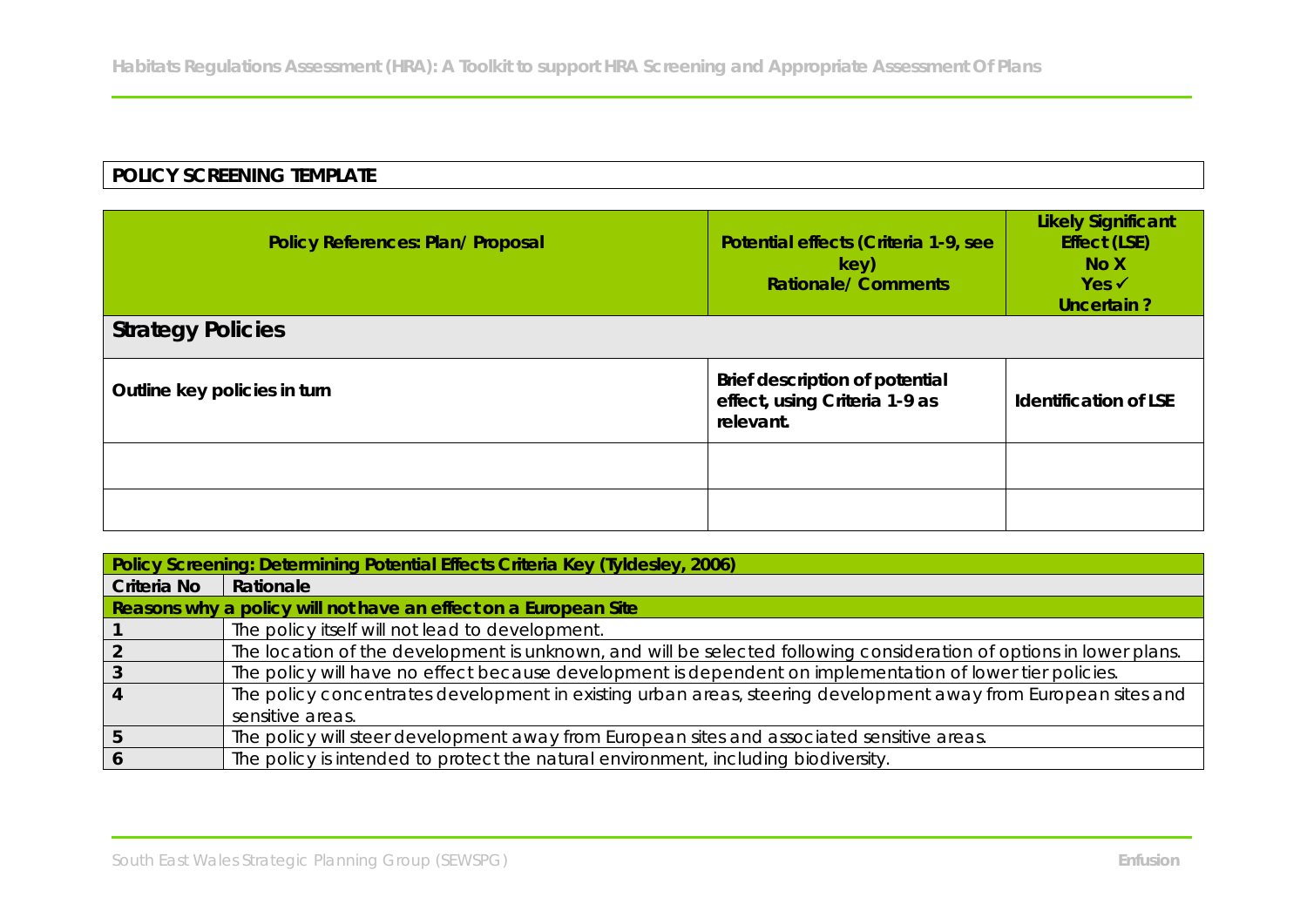**POLICY SCREENING TEMPLATE**

| Policy References: Plan/ Proposal | Potential effects (Criteria 1-9, see key) Rationale/ Comments | Likely Significant Effect (LSE) No X Yes ✓ Uncertain ? |
|---|---|---|
| **Strategy Policies** | | |
| **Outline key policies in turn** | **Brief description of potential effect, using Criteria 1-9 as relevant.** | **Identification of LSE** |
| | | |
| | | |

| Policy Screening: Determining Potential Effects Criteria Key (Tyldesley, 2006) | |
|---|---|
| **Criteria No** | **Rationale** |
| **Reasons why a policy will not have an effect on a European Site** | |
| 1 | The policy itself will not lead to development. |
| 2 | The location of the development is unknown, and will be selected following consideration of options in lower plans. |
| 3 | The policy will have no effect because development is dependent on implementation of lower tier policies. |
| 4 | The policy concentrates development in existing urban areas, steering development away from European sites and sensitive areas. |
| 5 | The policy will steer development away from European sites and associated sensitive areas. |
| 6 | The policy is intended to protect the natural environment, including biodiversity. |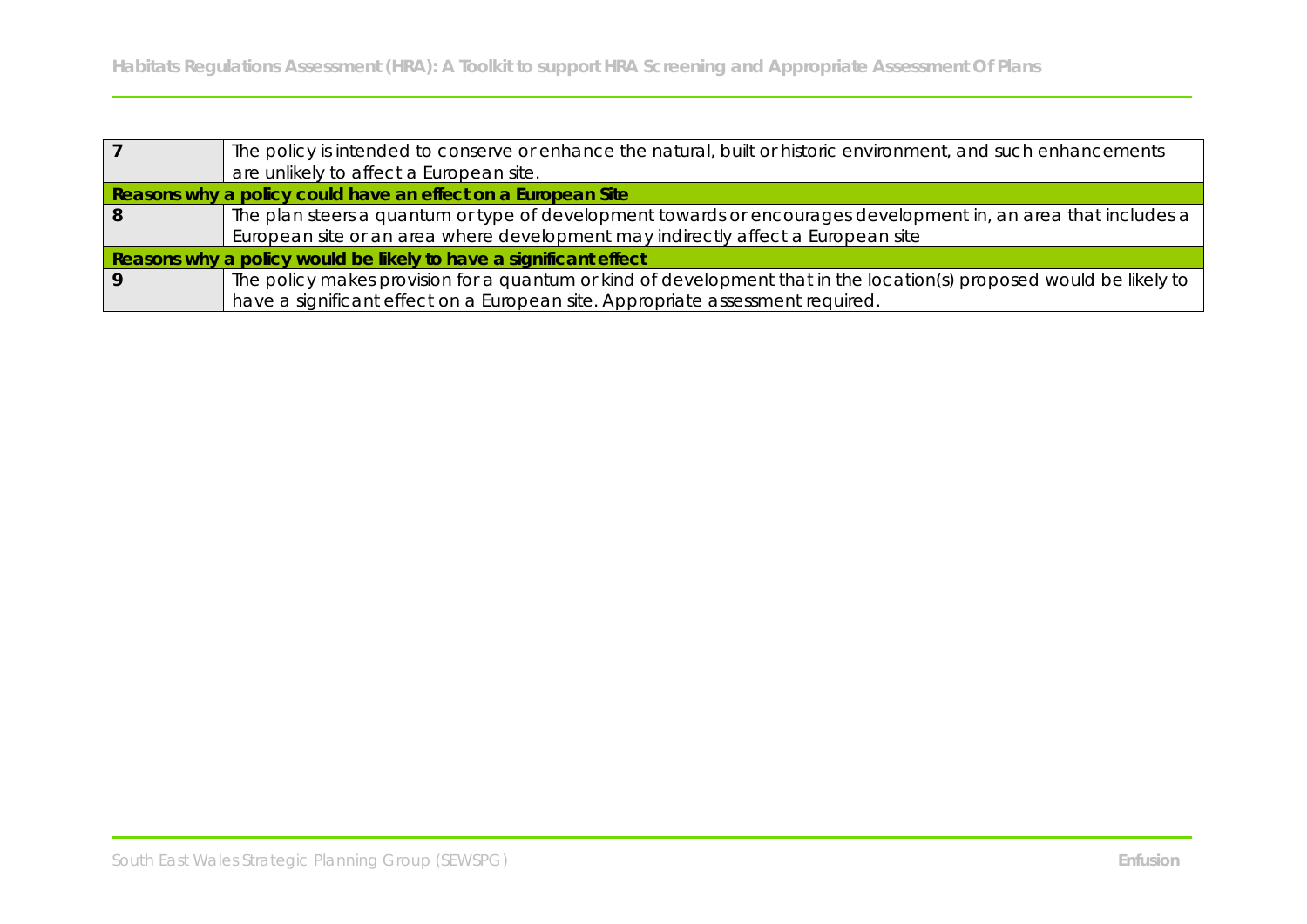| | |
|---|---|
| 7 | The policy is intended to conserve or enhance the natural, built or historic environment, and such enhancements are unlikely to affect a European site. |
| **Reasons why a policy could have an effect on a European Site** | |
| 8 | The plan steers a quantum or type of development towards or encourages development in, an area that includes a European site or an area where development may indirectly affect a European site |
| **Reasons why a policy would be likely to have a significant effect** | |
| 9 | The policy makes provision for a quantum or kind of development that in the location(s) proposed would be likely to have a significant effect on a European site. Appropriate assessment required. |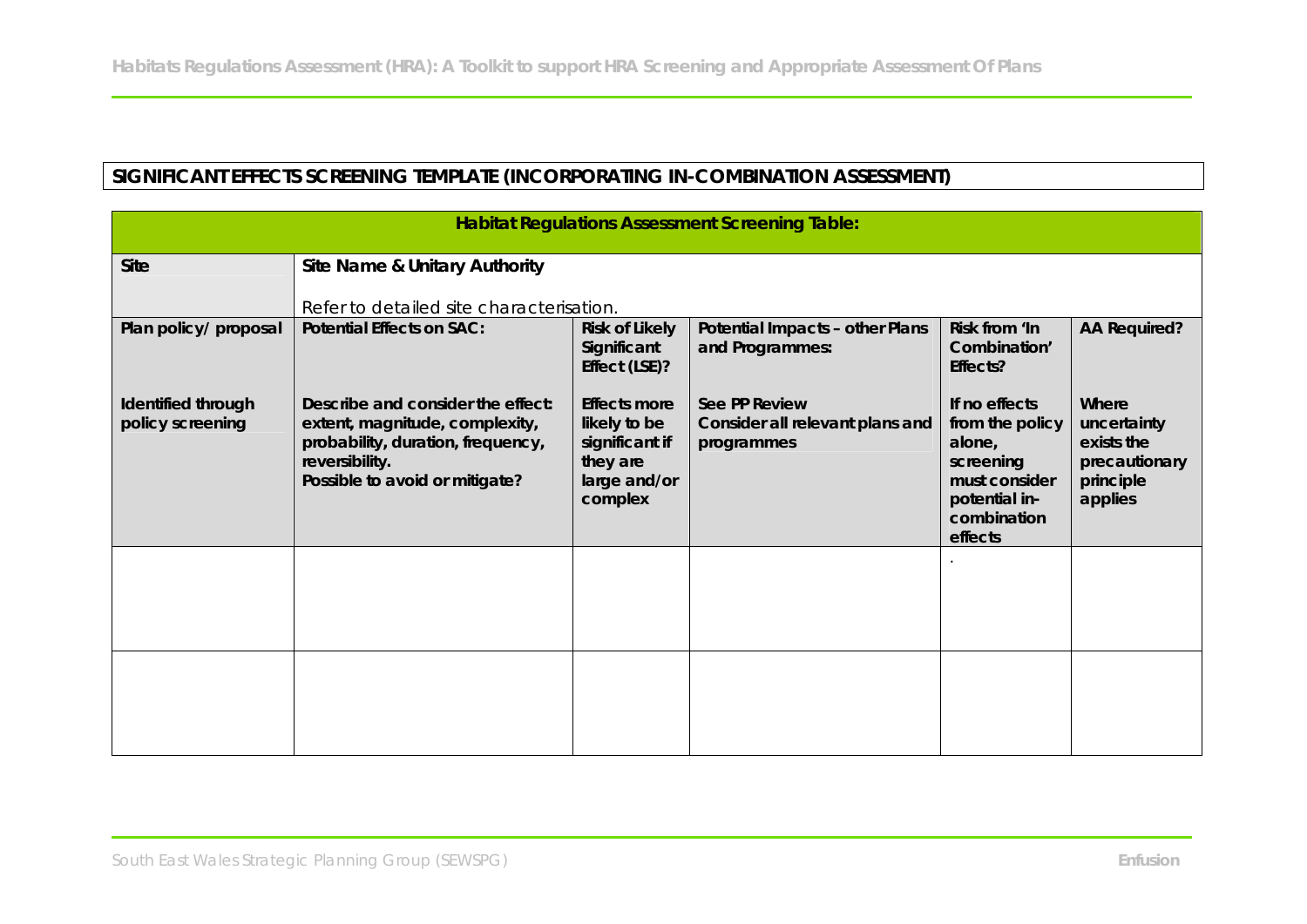**SIGNIFICANT EFFECTS SCREENING TEMPLATE (INCORPORATING IN-COMBINATION ASSESSMENT)**

| **Habitat Regulations Assessment Screening Table:** | | | | | |
|---|---|---|---|---|---|
| **Site** | **Site Name & Unitary Authority**<br><br>Refer to detailed site characterisation. | | | | |
| **Plan policy/ proposal**<br><br>**Identified through policy screening** | **Potential Effects on SAC:**<br><br>**Describe and consider the effect: extent, magnitude, complexity, probability, duration, frequency, reversibility.**<br>**Possible to avoid or mitigate?** | **Risk of Likely Significant Effect (LSE)?**<br><br>**Effects more likely to be significant if they are large and/or complex** | **Potential Impacts – other Plans and Programmes:**<br><br>**See PP Review**<br>**Consider all relevant plans and programmes** | **Risk from 'In Combination' Effects?**<br><br>**If no effects from the policy alone, screening must consider potential in-combination effects** | **AA Required?**<br><br>**Where uncertainty exists the precautionary principle applies** |
| | | | | . | |
| | | | | | |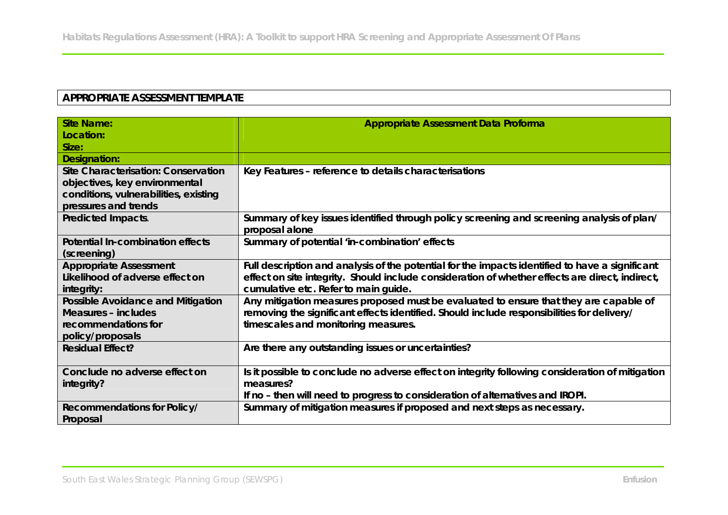**APPROPRIATE ASSESSMENT TEMPLATE**

| Site Name:<br>Location:<br>Size: | Appropriate Assessment Data Proforma |
|---|---|
| **Designation:** | |
| **Site Characterisation: Conservation objectives, key environmental conditions, vulnerabilities, existing pressures and trends** | **Key Features – reference to details characterisations** |
| **Predicted Impacts.** | **Summary of key issues identified through policy screening and screening analysis of plan/ proposal alone** |
| **Potential In-combination effects (screening)** | **Summary of potential 'in-combination' effects** |
| **Appropriate Assessment Likelihood of adverse effect on integrity:** | **Full description and analysis of the potential for the impacts identified to have a significant effect on site integrity. Should include consideration of whether effects are direct, indirect, cumulative etc. Refer to main guide.** |
| **Possible Avoidance and Mitigation Measures – includes recommendations for policy/proposals** | **Any mitigation measures proposed must be evaluated to ensure that they are capable of removing the significant effects identified. Should include responsibilities for delivery/ timescales and monitoring measures.** |
| **Residual Effect?** | **Are there any outstanding issues or uncertainties?** |
| **Conclude no adverse effect on integrity?** | **Is it possible to conclude no adverse effect on integrity following consideration of mitigation measures?**<br>**If no – then will need to progress to consideration of alternatives and IROPI.** |
| **Recommendations for Policy/ Proposal** | **Summary of mitigation measures if proposed and next steps as necessary.** |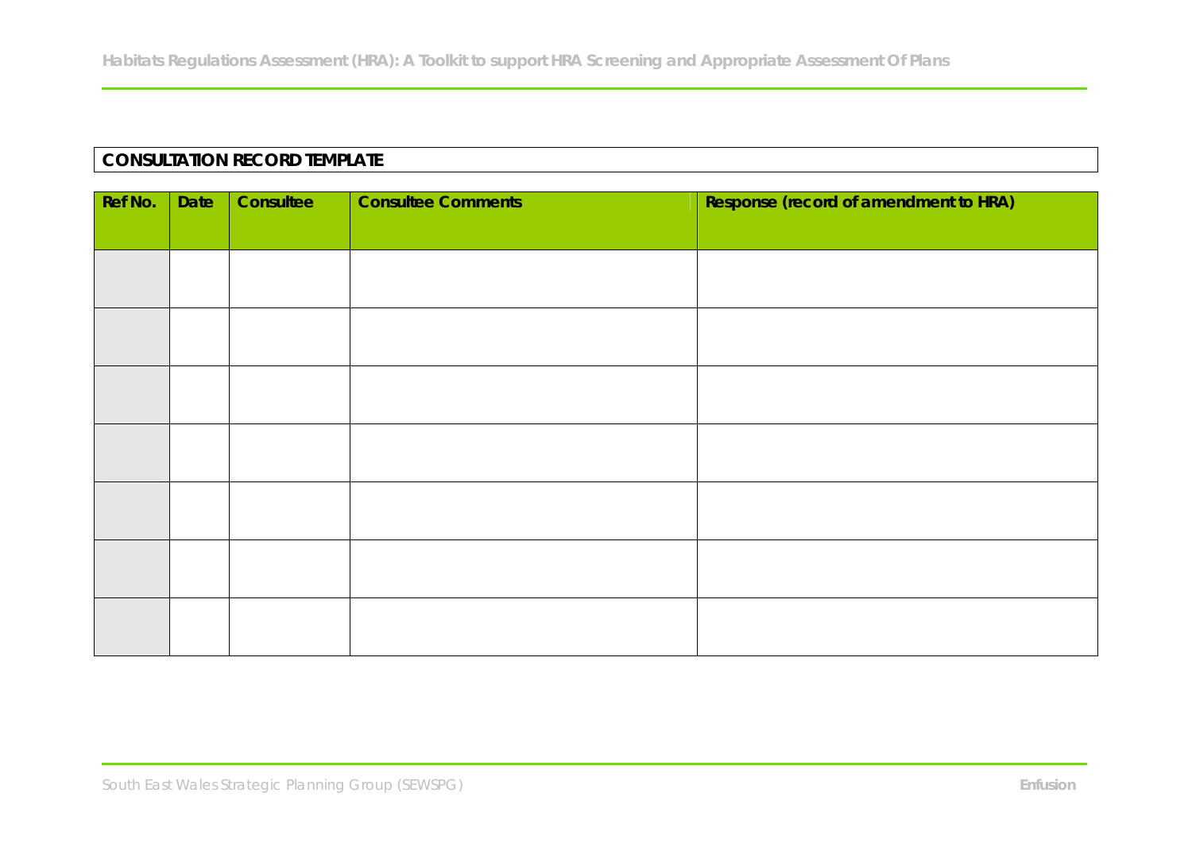**CONSULTATION RECORD TEMPLATE**

| Ref No. | Date | Consultee | Consultee Comments | Response (record of amendment to HRA) |
| --- | --- | --- | --- | --- |
| | | | | |
| | | | | |
| | | | | |
| | | | | |
| | | | | |
| | | | | |
| | | | | |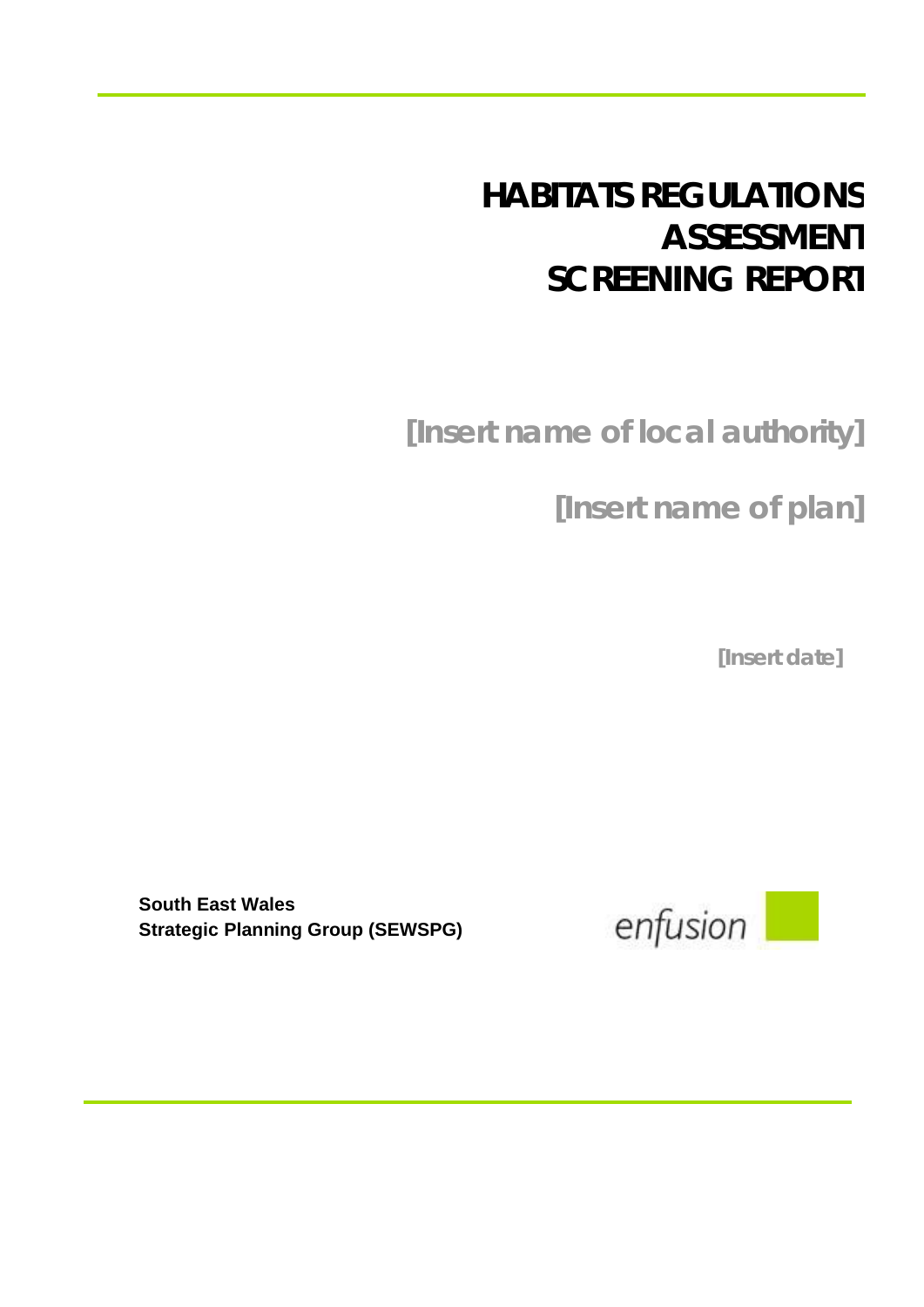# HABITATS REGULATIONS ASSESSMENT SCREENING REPORT

**[Insert name of local authority]**

**[Insert name of plan]**

**[Insert date]**

**South East Wales**
**Strategic Planning Group (SEWSPG)**

enfusion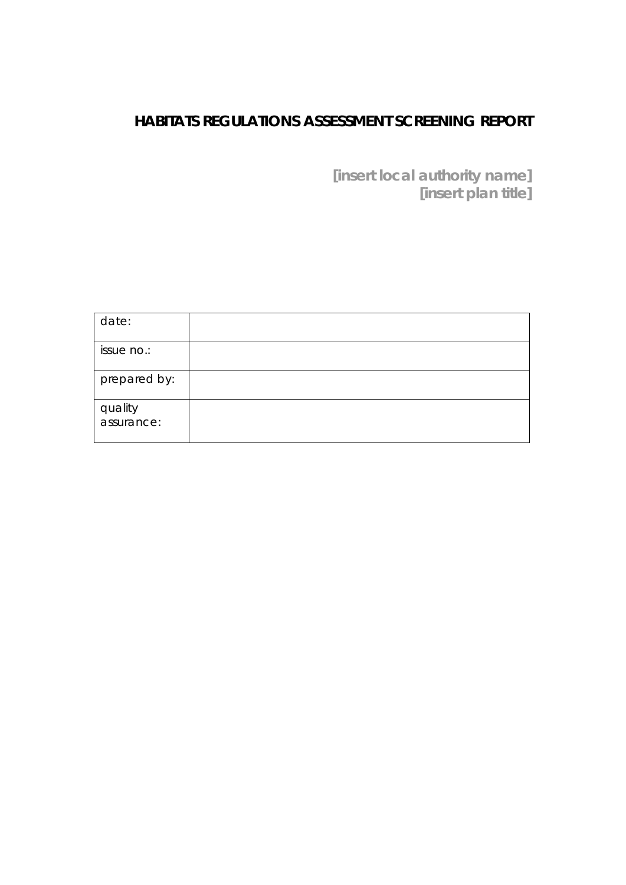# HABITATS REGULATIONS ASSESSMENT SCREENING REPORT

**[insert local authority name]**
**[insert plan title]**

| date: | |
|---|---|
| issue no.: | |
| prepared by: | |
| quality assurance: | |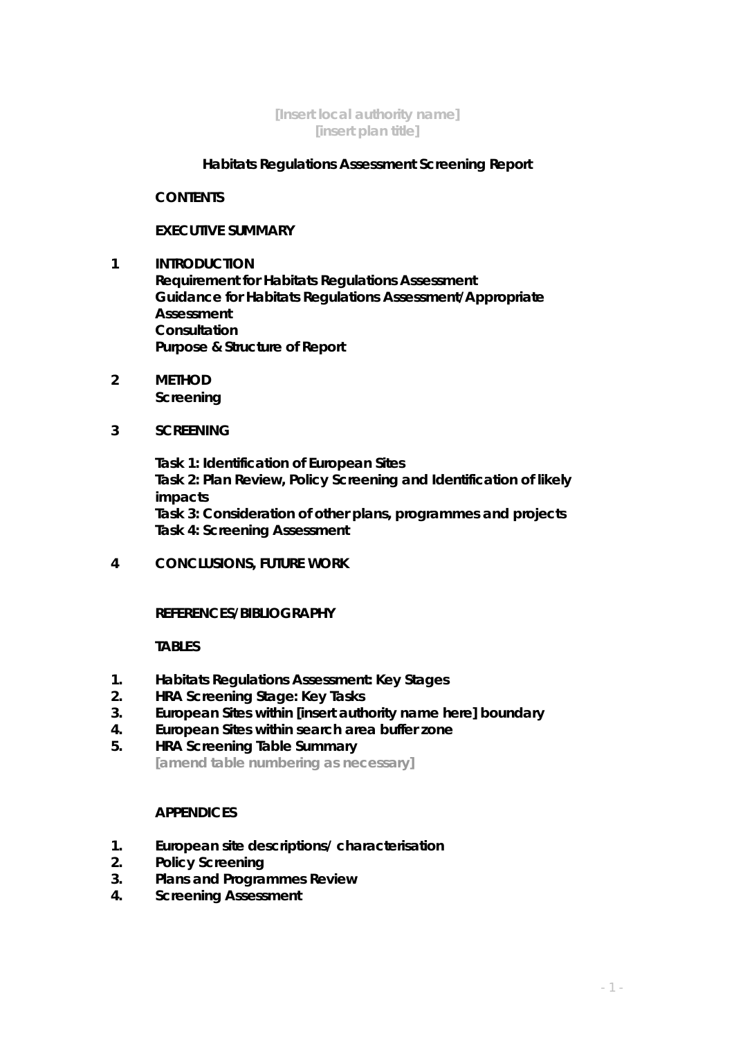**[Insert local authority name]**
**[insert plan title]**

# Habitats Regulations Assessment Screening Report

**CONTENTS**

**EXECUTIVE SUMMARY**

**1 INTRODUCTION**
**Requirement for Habitats Regulations Assessment**
**Guidance for Habitats Regulations Assessment/Appropriate Assessment**
**Consultation**
**Purpose & Structure of Report**

**2 METHOD**
**Screening**

**3 SCREENING**

**Task 1: Identification of European Sites**
**Task 2: Plan Review, Policy Screening and Identification of likely impacts**
**Task 3: Consideration of other plans, programmes and projects**
**Task 4: Screening Assessment**

**4 CONCLUSIONS, FUTURE WORK**

**REFERENCES/BIBLIOGRAPHY**

**TABLES**

1. **Habitats Regulations Assessment: Key Stages**
2. **HRA Screening Stage: Key Tasks**
3. **European Sites within [insert authority name here] boundary**
4. **European Sites within search area buffer zone**
5. **HRA Screening Table Summary**
   **[amend table numbering as necessary]**

**APPENDICES**

1. **European site descriptions/ characterisation**
2. **Policy Screening**
3. **Plans and Programmes Review**
4. **Screening Assessment**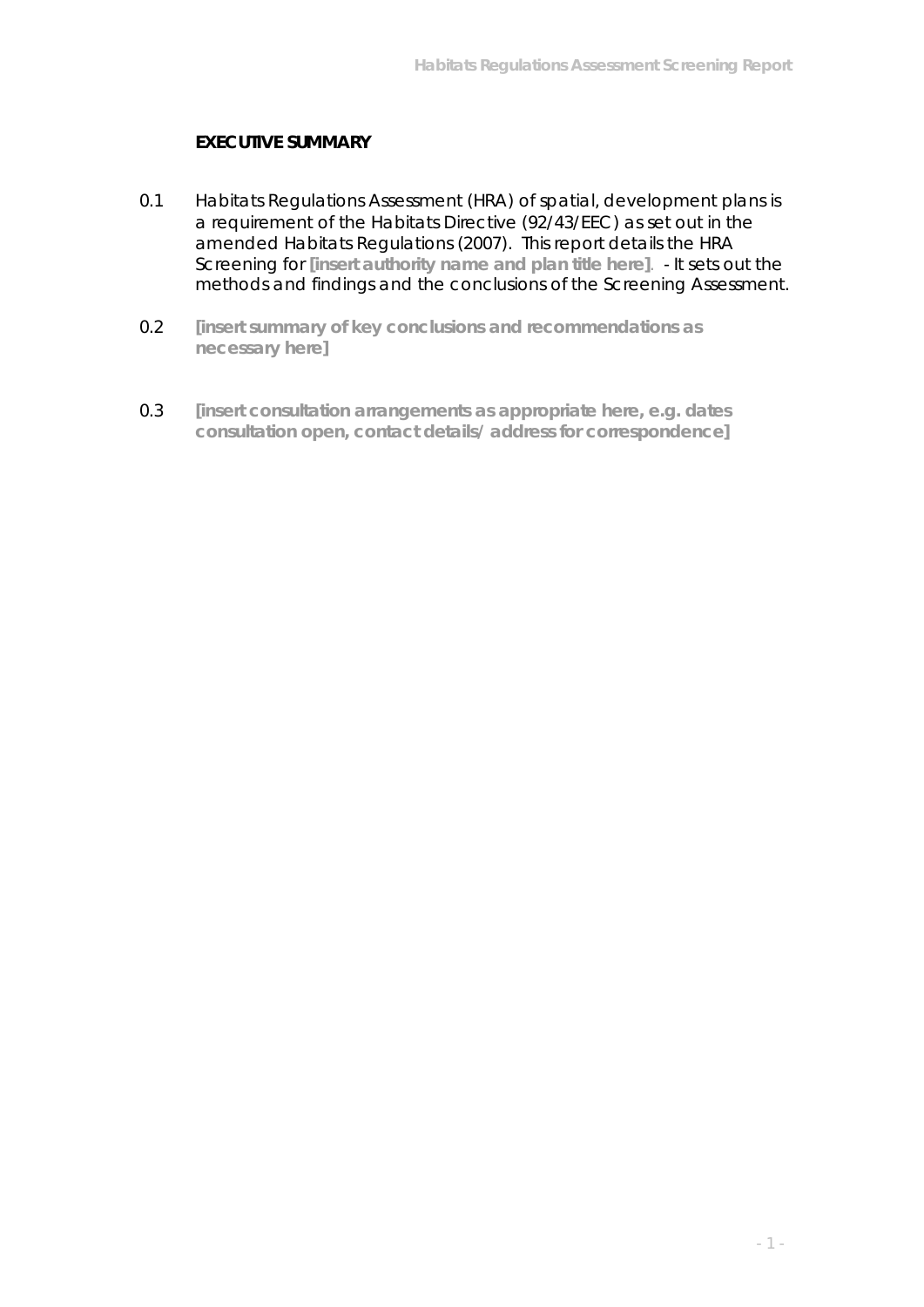**EXECUTIVE SUMMARY**

0.1 Habitats Regulations Assessment (HRA) of spatial, development plans is a requirement of the Habitats Directive (92/43/EEC) as set out in the amended Habitats Regulations (2007). This report details the HRA Screening for **[insert authority name and plan title here]**. - It sets out the methods and findings and the conclusions of the Screening Assessment.

0.2 **[insert summary of key conclusions and recommendations as necessary here]**

0.3 **[insert consultation arrangements as appropriate here, e.g. dates consultation open, contact details/ address for correspondence]**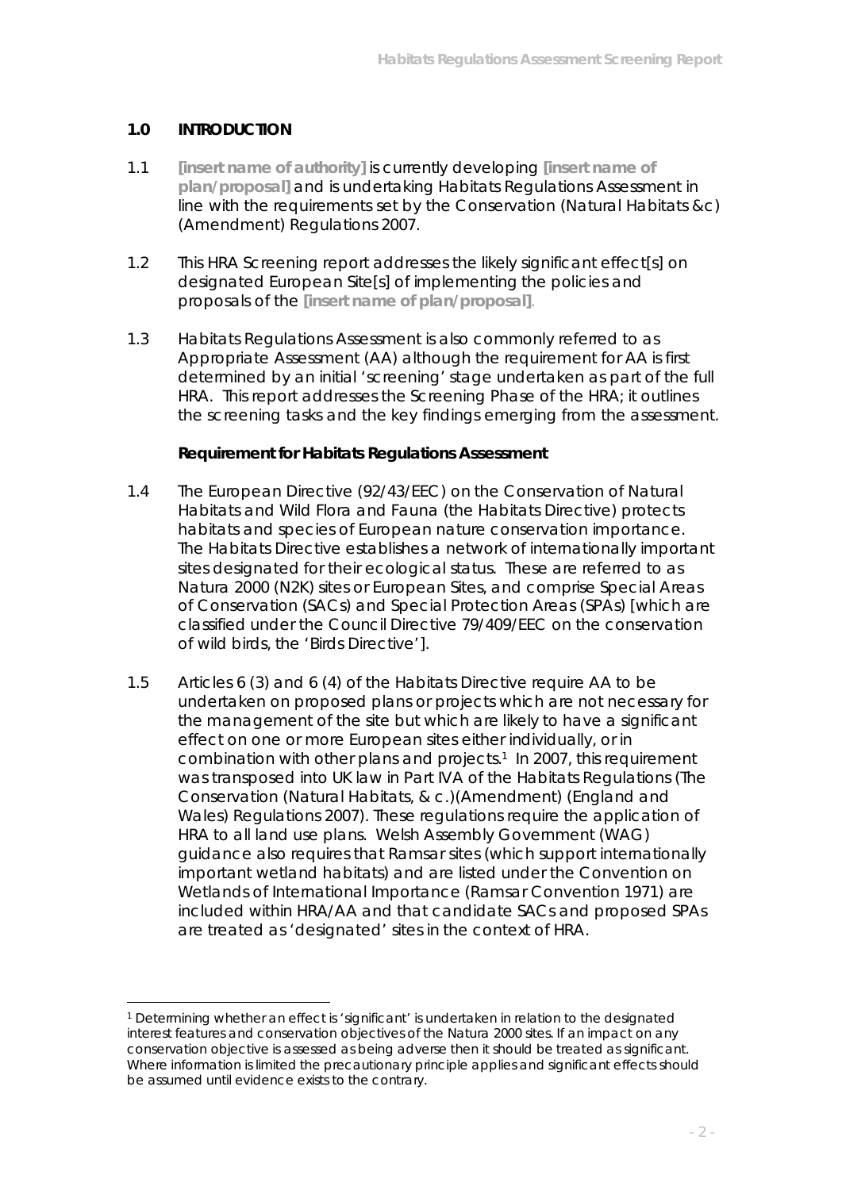## 1.0 INTRODUCTION

1.1 **[insert name of authority]** is currently developing **[insert name of plan/proposal]** and is undertaking Habitats Regulations Assessment in line with the requirements set by the Conservation (Natural Habitats &c) (Amendment) Regulations 2007.

1.2 This HRA Screening report addresses the likely significant effect[s] on designated European Site[s] of implementing the policies and proposals of the **[insert name of plan/proposal]**.

1.3 Habitats Regulations Assessment is also commonly referred to as Appropriate Assessment (AA) although the requirement for AA is first determined by an initial 'screening' stage undertaken as part of the full HRA. This report addresses the Screening Phase of the HRA; it outlines the screening tasks and the key findings emerging from the assessment.

### Requirement for Habitats Regulations Assessment

1.4 The European Directive (92/43/EEC) on the Conservation of Natural Habitats and Wild Flora and Fauna (the Habitats Directive) protects habitats and species of European nature conservation importance. The Habitats Directive establishes a network of internationally important sites designated for their ecological status. These are referred to as Natura 2000 (N2K) sites or European Sites, and comprise Special Areas of Conservation (SACs) and Special Protection Areas (SPAs) [which are classified under the Council Directive 79/409/EEC on the conservation of wild birds, the 'Birds Directive'].

1.5 Articles 6 (3) and 6 (4) of the Habitats Directive require AA to be undertaken on proposed plans or projects which are not necessary for the management of the site but which are likely to have a significant effect on one or more European sites either individually, or in combination with other plans and projects.[1] In 2007, this requirement was transposed into UK law in Part IVA of the Habitats Regulations (The Conservation (Natural Habitats, & c.)(Amendment) (England and Wales) Regulations 2007). These regulations require the application of HRA to all land use plans. Welsh Assembly Government (WAG) guidance also requires that Ramsar sites (which support internationally important wetland habitats) and are listed under the Convention on Wetlands of International Importance (Ramsar Convention 1971) are included within HRA/AA and that candidate SACs and proposed SPAs are treated as 'designated' sites in the context of HRA.

---

[1] Determining whether an effect is 'significant' is undertaken in relation to the designated interest features and conservation objectives of the Natura 2000 sites. If an impact on any conservation objective is assessed as being adverse then it should be treated as significant. Where information is limited the precautionary principle applies and significant effects should be assumed until evidence exists to the contrary.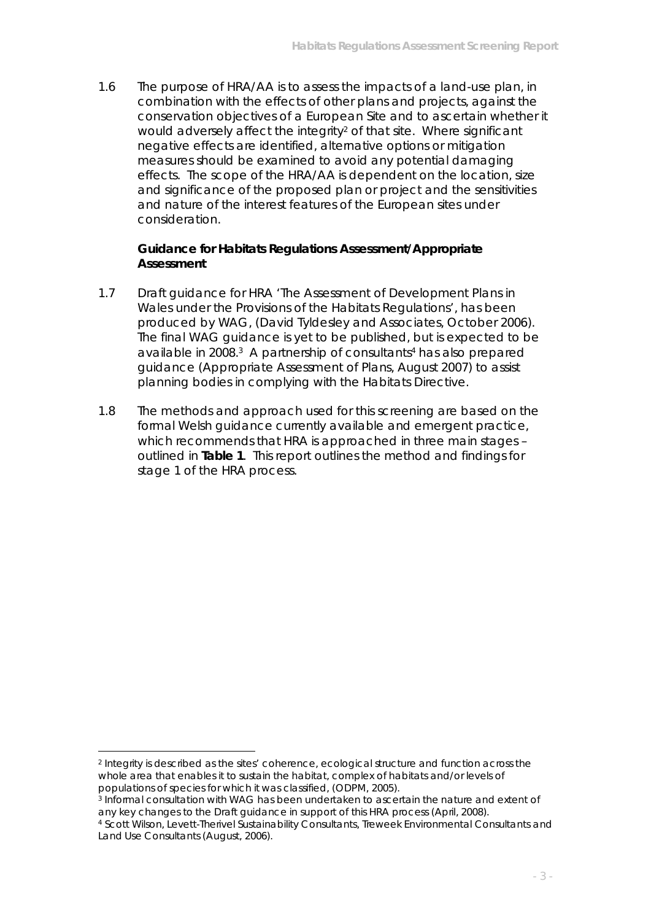1.6 The purpose of HRA/AA is to assess the impacts of a land-use plan, in combination with the effects of other plans and projects, against the conservation objectives of a European Site and to ascertain whether it would adversely affect the integrity[2] of that site. Where significant negative effects are identified, alternative options or mitigation measures should be examined to avoid any potential damaging effects. The scope of the HRA/AA is dependent on the location, size and significance of the proposed plan or project and the sensitivities and nature of the interest features of the European sites under consideration.

**Guidance for Habitats Regulations Assessment/Appropriate Assessment**

1.7 Draft guidance for HRA 'The Assessment of Development Plans in Wales under the Provisions of the Habitats Regulations', has been produced by WAG, (David Tyldesley and Associates, October 2006). The final WAG guidance is yet to be published, but is expected to be available in 2008.[3] A partnership of consultants[4] has also prepared guidance (Appropriate Assessment of Plans, August 2007) to assist planning bodies in complying with the Habitats Directive.

1.8 The methods and approach used for this screening are based on the formal Welsh guidance currently available and emergent practice, which recommends that HRA is approached in three main stages – outlined in **Table 1**. This report outlines the method and findings for stage 1 of the HRA process.

---

[2] Integrity is described as the sites' coherence, ecological structure and function across the whole area that enables it to sustain the habitat, complex of habitats and/or levels of populations of species for which it was classified, (ODPM, 2005).

[3] Informal consultation with WAG has been undertaken to ascertain the nature and extent of any key changes to the Draft guidance in support of this HRA process (April, 2008).

[4] Scott Wilson, Levett-Therivel Sustainability Consultants, Treweek Environmental Consultants and Land Use Consultants (August, 2006).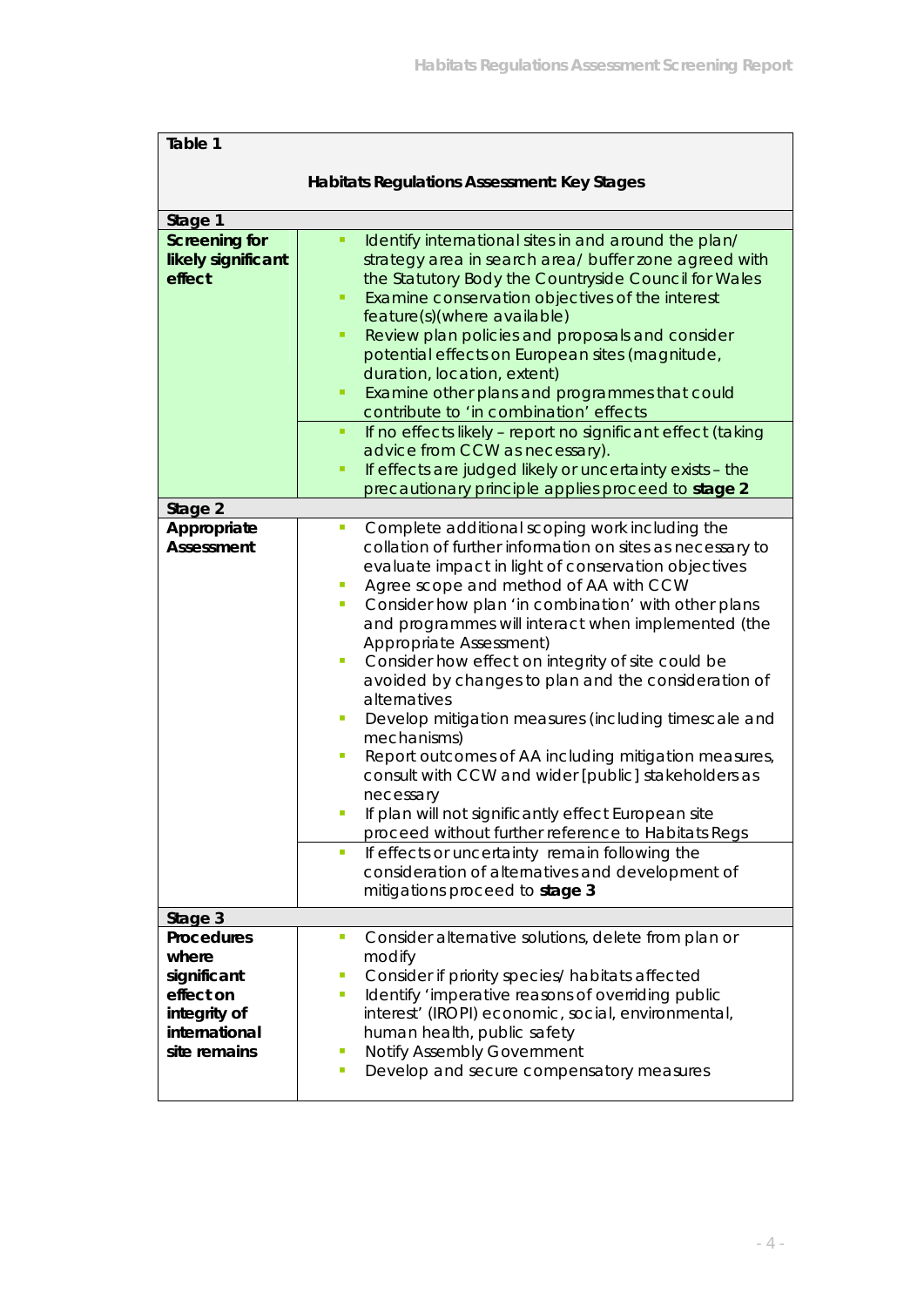| Table 1 | |
|---|---|
| **Habitats Regulations Assessment: Key Stages** | |
| **Stage 1** | |
| **Screening for likely significant effect** | ▪ Identify international sites in and around the plan/ strategy area in search area/ buffer zone agreed with the Statutory Body the Countryside Council for Wales<br>▪ Examine conservation objectives of the interest feature(s)(where available)<br>▪ Review plan policies and proposals and consider potential effects on European sites (magnitude, duration, location, extent)<br>▪ Examine other plans and programmes that could contribute to 'in combination' effects |
| | ▪ If no effects likely – report no significant effect (taking advice from CCW as necessary).<br>▪ If effects are judged likely or uncertainty exists – the precautionary principle applies proceed to **stage 2** |
| **Stage 2** | |
| **Appropriate Assessment** | ▪ Complete additional scoping work including the collation of further information on sites as necessary to evaluate impact in light of conservation objectives<br>▪ Agree scope and method of AA with CCW<br>▪ Consider how plan 'in combination' with other plans and programmes will interact when implemented (the Appropriate Assessment)<br>▪ Consider how effect on integrity of site could be avoided by changes to plan and the consideration of alternatives<br>▪ Develop mitigation measures (including timescale and mechanisms)<br>▪ Report outcomes of AA including mitigation measures, consult with CCW and wider [public] stakeholders as necessary<br>▪ If plan will not significantly effect European site proceed without further reference to Habitats Regs |
| | ▪ If effects or uncertainty remain following the consideration of alternatives and development of mitigations proceed to **stage 3** |
| **Stage 3** | |
| **Procedures where significant effect on integrity of international site remains** | ▪ Consider alternative solutions, delete from plan or modify<br>▪ Consider if priority species/ habitats affected<br>▪ Identify 'imperative reasons of overriding public interest' (IROPI) economic, social, environmental, human health, public safety<br>▪ Notify Assembly Government<br>▪ Develop and secure compensatory measures |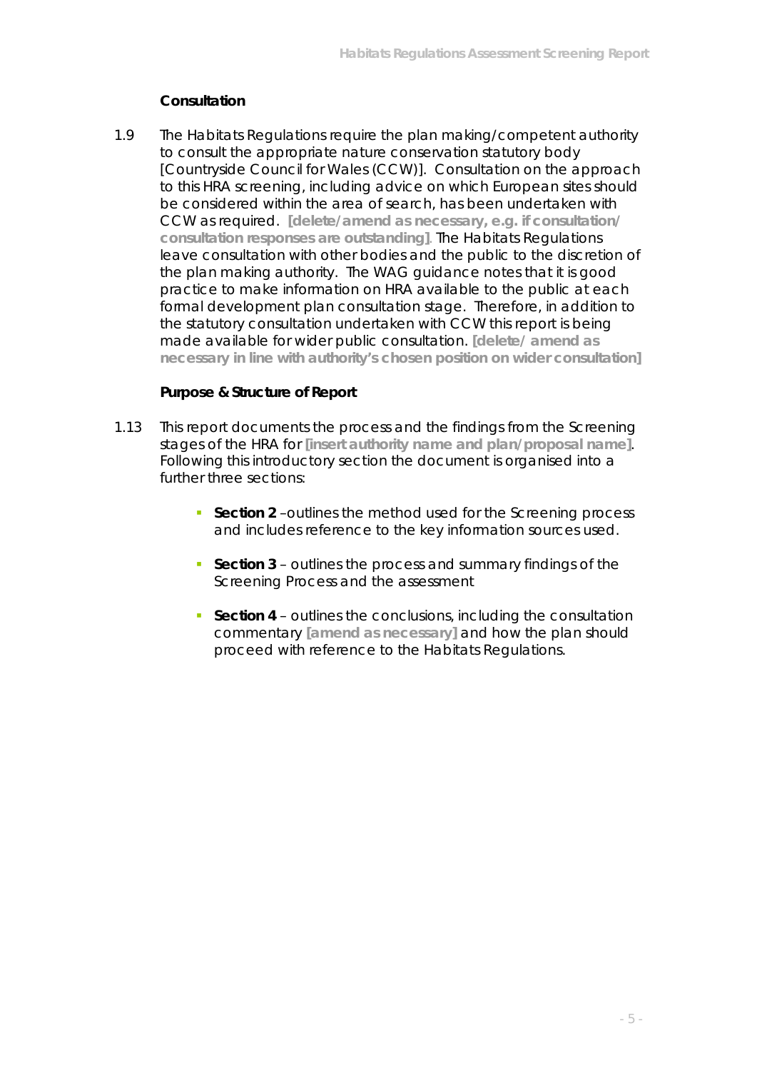### Consultation

1.9 The Habitats Regulations require the plan making/competent authority to consult the appropriate nature conservation statutory body [Countryside Council for Wales (CCW)]. Consultation on the approach to this HRA screening, including advice on which European sites should be considered within the area of search, has been undertaken with CCW as required. **[delete/amend as necessary, e.g. if consultation/ consultation responses are outstanding]**. The Habitats Regulations leave consultation with other bodies and the public to the discretion of the plan making authority. The WAG guidance notes that it is good practice to make information on HRA available to the public at each formal development plan consultation stage. Therefore, in addition to the statutory consultation undertaken with CCW this report is being made available for wider public consultation. **[delete/ amend as necessary in line with authority's chosen position on wider consultation]**

### Purpose & Structure of Report

1.13 This report documents the process and the findings from the Screening stages of the HRA for **[insert authority name and plan/proposal name]**. Following this introductory section the document is organised into a further three sections:

- **Section 2** –outlines the method used for the Screening process and includes reference to the key information sources used.
- **Section 3** – outlines the process and summary findings of the Screening Process and the assessment
- **Section 4** – outlines the conclusions, including the consultation commentary **[amend as necessary]** and how the plan should proceed with reference to the Habitats Regulations.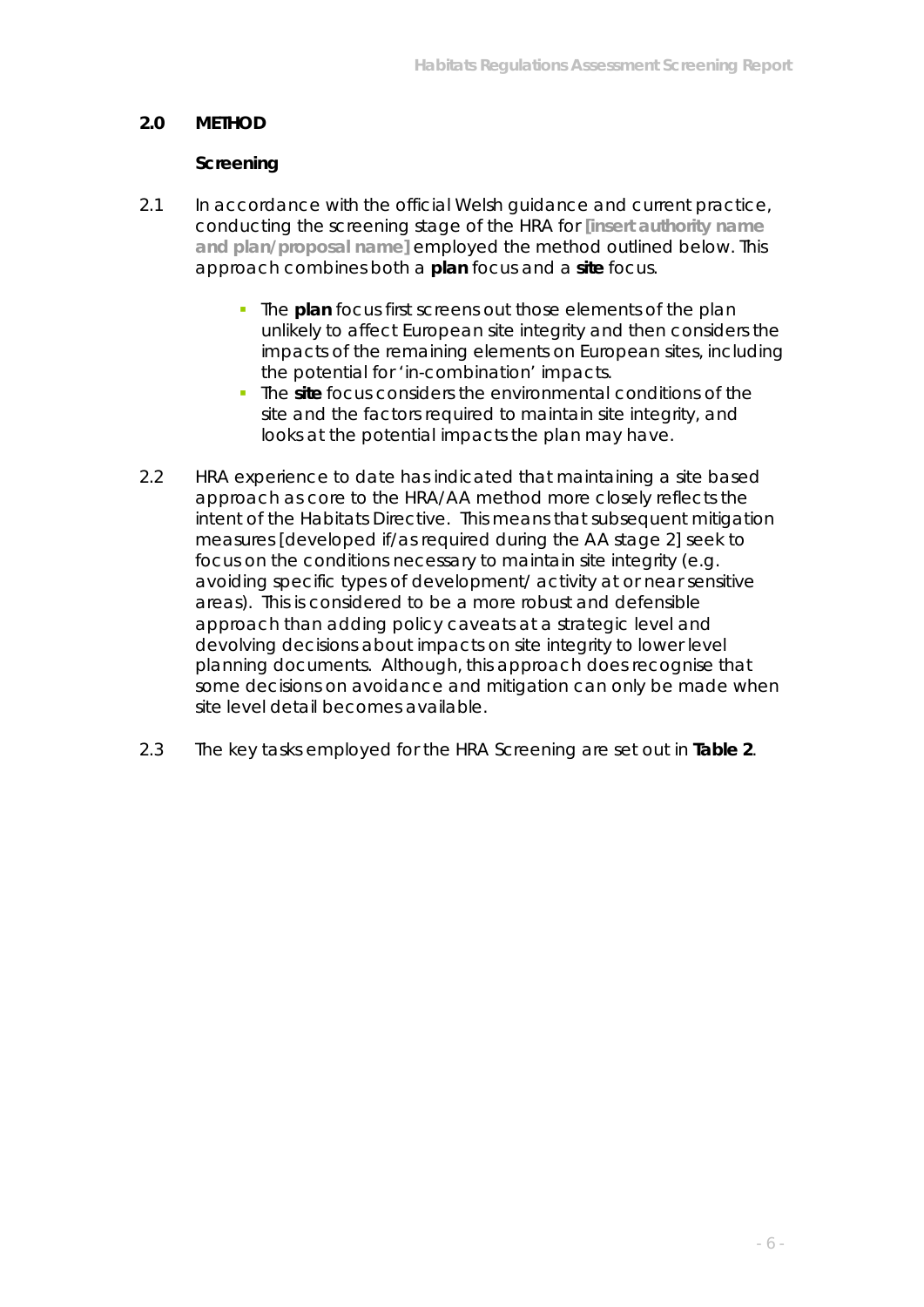## 2.0 METHOD

### Screening

2.1 In accordance with the official Welsh guidance and current practice, conducting the screening stage of the HRA for **[insert authority name and plan/proposal name]** employed the method outlined below. This approach combines both a **plan** focus and a **site** focus.

- The **plan** focus first screens out those elements of the plan unlikely to affect European site integrity and then considers the impacts of the remaining elements on European sites, including the potential for 'in-combination' impacts.
- The **site** focus considers the environmental conditions of the site and the factors required to maintain site integrity, and looks at the potential impacts the plan may have.

2.2 HRA experience to date has indicated that maintaining a site based approach as core to the HRA/AA method more closely reflects the intent of the Habitats Directive. This means that subsequent mitigation measures [developed if/as required during the AA stage 2] seek to focus on the conditions necessary to maintain site integrity (e.g. avoiding specific types of development/ activity at or near sensitive areas). This is considered to be a more robust and defensible approach than adding policy caveats at a strategic level and devolving decisions about impacts on site integrity to lower level planning documents. Although, this approach does recognise that some decisions on avoidance and mitigation can only be made when site level detail becomes available.

2.3 The key tasks employed for the HRA Screening are set out in **Table 2**.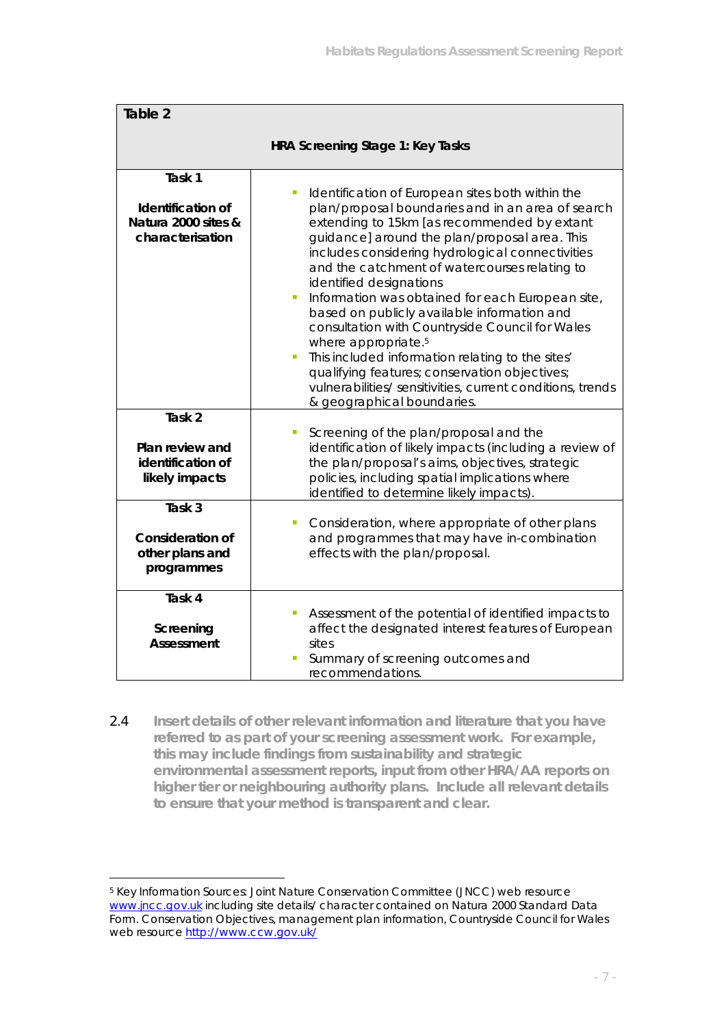| Table 2 | |
|---|---|
| **HRA Screening Stage 1: Key Tasks** | |
| **Task 1**<br><br>**Identification of Natura 2000 sites & characterisation** | ▪ Identification of European sites both within the plan/proposal boundaries and in an area of search extending to 15km [as recommended by extant guidance] around the plan/proposal area. This includes considering hydrological connectivities and the catchment of watercourses relating to identified designations<br>▪ Information was obtained for each European site, based on publicly available information and consultation with Countryside Council for Wales where appropriate.[5]<br>▪ This included information relating to the sites' qualifying features; conservation objectives; vulnerabilities/ sensitivities, current conditions, trends & geographical boundaries. |
| **Task 2**<br><br>**Plan review and identification of likely impacts** | ▪ Screening of the plan/proposal and the identification of likely impacts (including a review of the plan/proposal's aims, objectives, strategic policies, including spatial implications where identified to determine likely impacts). |
| **Task 3**<br><br>**Consideration of other plans and programmes** | ▪ Consideration, where appropriate of other plans and programmes that may have in-combination effects with the plan/proposal. |
| **Task 4**<br><br>**Screening Assessment** | ▪ Assessment of the potential of identified impacts to affect the designated interest features of European sites<br>▪ Summary of screening outcomes and recommendations. |

2.4 **Insert details of other relevant information and literature that you have referred to as part of your screening assessment work. For example, this may include findings from sustainability and strategic environmental assessment reports, input from other HRA/AA reports on higher tier or neighbouring authority plans. Include all relevant details to ensure that your method is transparent and clear.**

---

[5] Key Information Sources: Joint Nature Conservation Committee (JNCC) web resource www.jncc.gov.uk including site details/ character contained on Natura 2000 Standard Data Form. Conservation Objectives, management plan information, Countryside Council for Wales web resource http://www.ccw.gov.uk/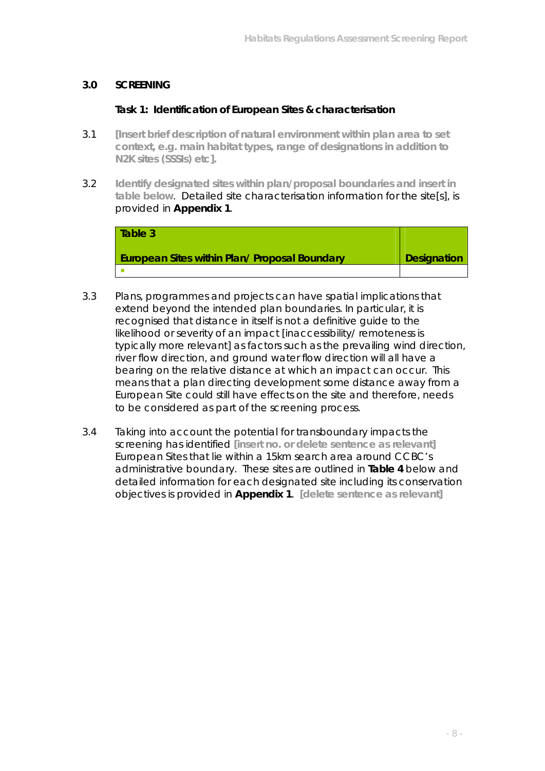## 3.0 SCREENING

### Task 1: Identification of European Sites & characterisation

3.1 **[Insert brief description of natural environment within plan area to set context, e.g. main habitat types, range of designations in addition to N2K sites (SSSIs) etc].**

3.2 **Identify designated sites within plan/proposal boundaries and insert in table below**. Detailed site characterisation information for the site[s], is provided in **Appendix 1**.

| Table 3<br><br>European Sites within Plan/ Proposal Boundary | Designation |
|---|---|
| ▪ | |

3.3 Plans, programmes and projects can have spatial implications that extend beyond the intended plan boundaries. In particular, it is recognised that distance in itself is not a definitive guide to the likelihood or severity of an impact [inaccessibility/ remoteness is typically more relevant] as factors such as the prevailing wind direction, river flow direction, and ground water flow direction will all have a bearing on the relative distance at which an impact can occur. This means that a plan directing development some distance away from a European Site could still have effects on the site and therefore, needs to be considered as part of the screening process.

3.4 Taking into account the potential for transboundary impacts the screening has identified **[insert no. or delete sentence as relevant]** European Sites that lie within a 15km search area around CCBC's administrative boundary. These sites are outlined in **Table 4** below and detailed information for each designated site including its conservation objectives is provided in **Appendix 1**. **[delete sentence as relevant]**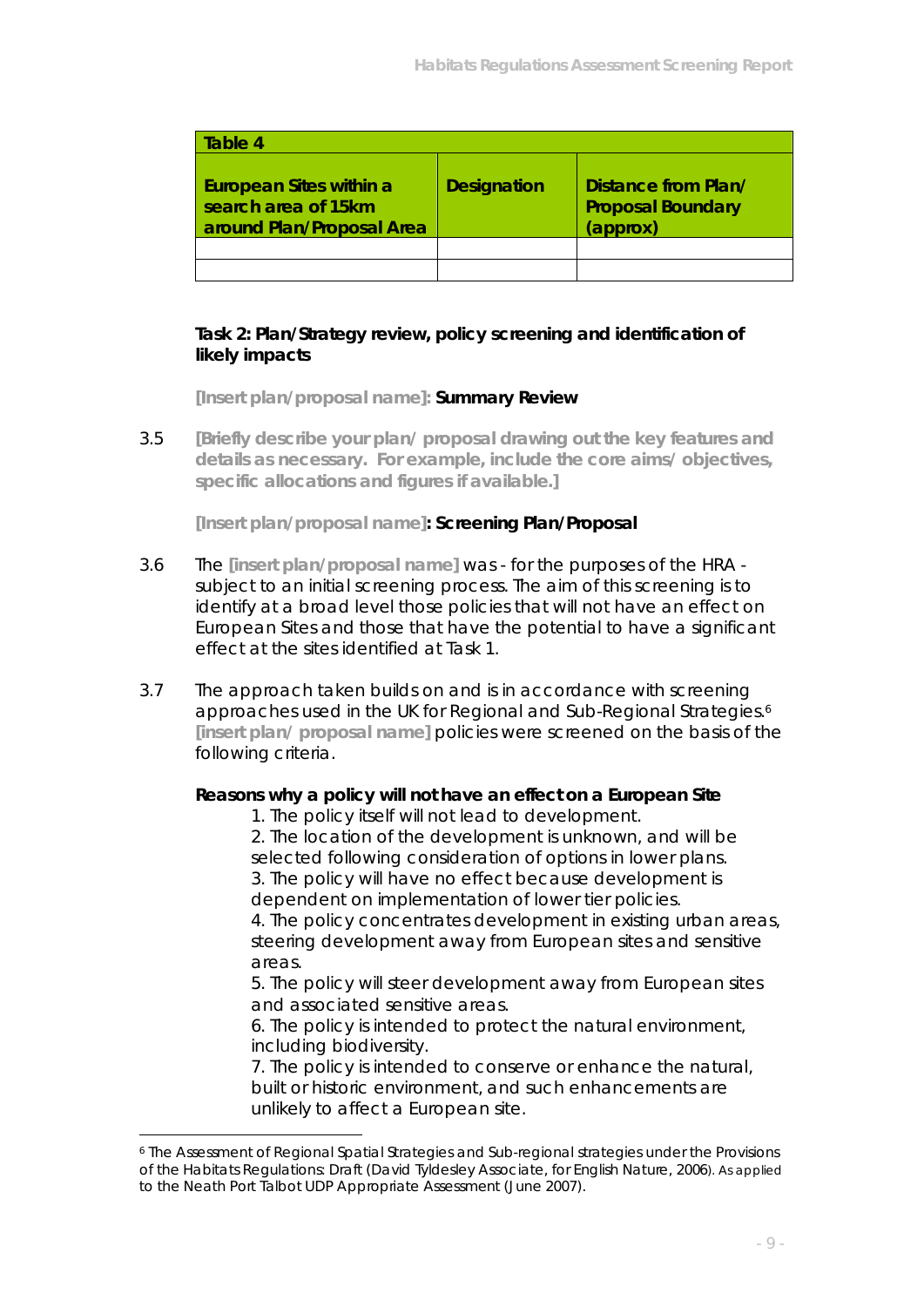| Table 4 | | |
|---|---|---|
| **European Sites within a search area of 15km around Plan/Proposal Area** | **Designation** | **Distance from Plan/ Proposal Boundary (approx)** |
| | | |
| | | |

**Task 2: Plan/Strategy review, policy screening and identification of likely impacts**

**[Insert plan/proposal name]: Summary Review**

3.5 **[Briefly describe your plan/ proposal drawing out the key features and details as necessary. For example, include the core aims/ objectives, specific allocations and figures if available.]**

**[Insert plan/proposal name]: Screening Plan/Proposal**

3.6 The **[insert plan/proposal name]** was - for the purposes of the HRA - subject to an initial screening process. The aim of this screening is to identify at a broad level those policies that will not have an effect on European Sites and those that have the potential to have a significant effect at the sites identified at Task 1.

3.7 The approach taken builds on and is in accordance with screening approaches used in the UK for Regional and Sub-Regional Strategies.[6] **[insert plan/ proposal name]** policies were screened on the basis of the following criteria.

**Reasons why a policy will not have an effect on a European Site**

1. The policy itself will not lead to development.
2. The location of the development is unknown, and will be selected following consideration of options in lower plans.
3. The policy will have no effect because development is dependent on implementation of lower tier policies.
4. The policy concentrates development in existing urban areas, steering development away from European sites and sensitive areas.
5. The policy will steer development away from European sites and associated sensitive areas.
6. The policy is intended to protect the natural environment, including biodiversity.
7. The policy is intended to conserve or enhance the natural, built or historic environment, and such enhancements are unlikely to affect a European site.

---

[6] The Assessment of Regional Spatial Strategies and Sub-regional strategies under the Provisions of the Habitats Regulations: Draft (David Tyldesley Associate, for English Nature, 2006). As applied to the Neath Port Talbot UDP Appropriate Assessment (June 2007).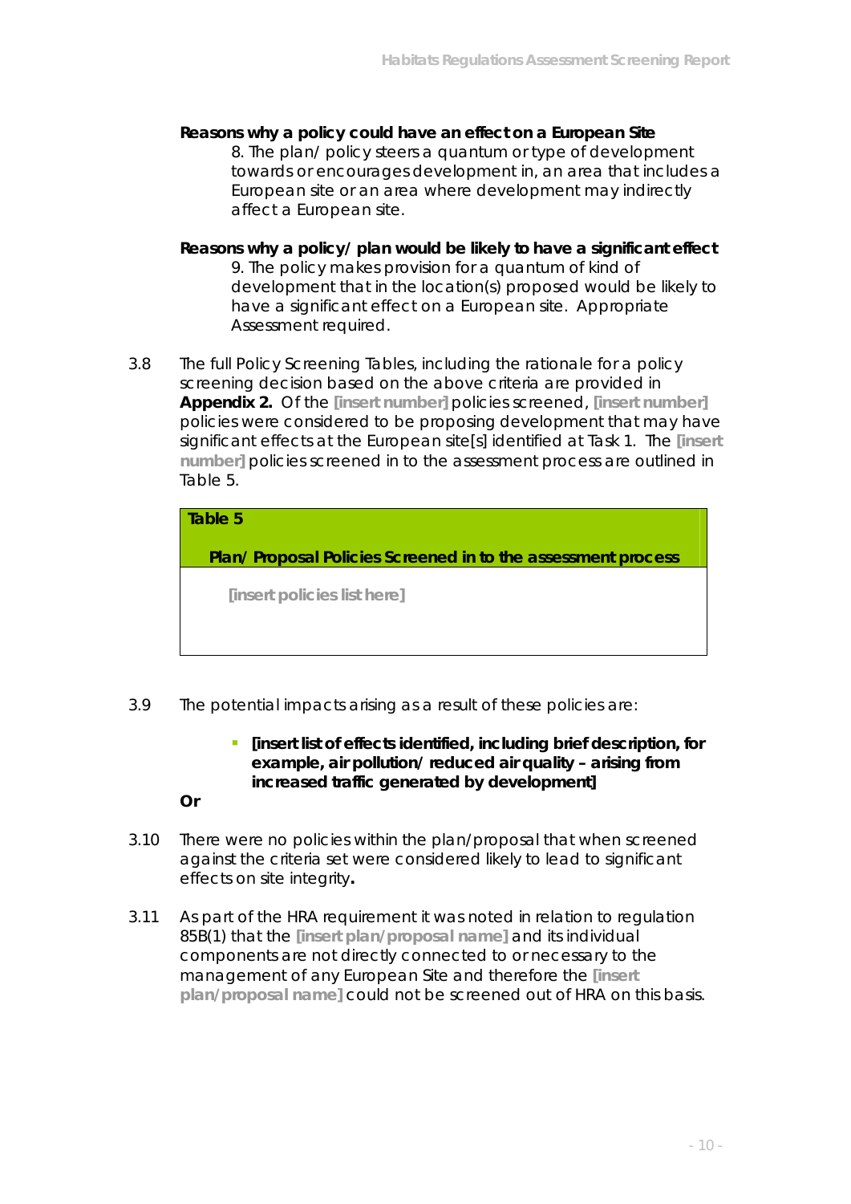**Reasons why a policy could have an effect on a European Site**

8. The plan/ policy steers a quantum or type of development towards or encourages development in, an area that includes a European site or an area where development may indirectly affect a European site.

**Reasons why a policy/ plan would be likely to have a significant effect**

9. The policy makes provision for a quantum of kind of development that in the location(s) proposed would be likely to have a significant effect on a European site. Appropriate Assessment required.

3.8 The full Policy Screening Tables, including the rationale for a policy screening decision based on the above criteria are provided in **Appendix 2.** Of the **[insert number]** policies screened, **[insert number]** policies were considered to be proposing development that may have significant effects at the European site[s] identified at Task 1. The **[insert number]** policies screened in to the assessment process are outlined in Table 5.

| **Table 5** **Plan/ Proposal Policies Screened in to the assessment process** |
| --- |
| **[insert policies list here]** |

3.9 The potential impacts arising as a result of these policies are:

- **[insert list of effects identified, including brief description, for example, air pollution/ reduced air quality – arising from increased traffic generated by development]**

**Or**

3.10 There were no policies within the plan/proposal that when screened against the criteria set were considered likely to lead to significant effects on site integrity**.**

3.11 As part of the HRA requirement it was noted in relation to regulation 85B(1) that the **[insert plan/proposal name]** and its individual components are not directly connected to or necessary to the management of any European Site and therefore the **[insert plan/proposal name]** could not be screened out of HRA on this basis.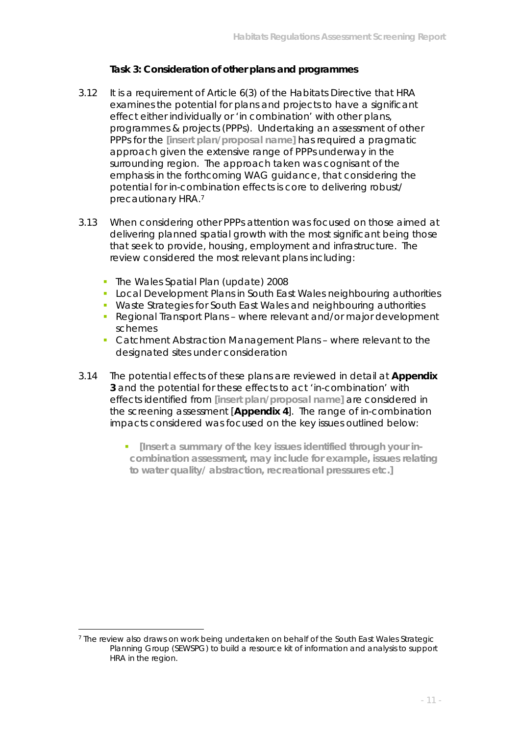**Task 3: Consideration of other plans and programmes**

3.12 It is a requirement of Article 6(3) of the Habitats Directive that HRA examines the potential for plans and projects to have a significant effect either individually or 'in combination' with other plans, programmes & projects (PPPs). Undertaking an assessment of other PPPs for the **[insert plan/proposal name]** has required a pragmatic approach given the extensive range of PPPs underway in the surrounding region. The approach taken was cognisant of the emphasis in the forthcoming WAG guidance, that considering the potential for in-combination effects is core to delivering robust/ precautionary HRA.[7]

3.13 When considering other PPPs attention was focused on those aimed at delivering planned spatial growth with the most significant being those that seek to provide, housing, employment and infrastructure. The review considered the most relevant plans including:

- The Wales Spatial Plan (update) 2008
- Local Development Plans in South East Wales neighbouring authorities
- Waste Strategies for South East Wales and neighbouring authorities
- Regional Transport Plans – where relevant and/or major development schemes
- Catchment Abstraction Management Plans – where relevant to the designated sites under consideration

3.14 The potential effects of these plans are reviewed in detail at **Appendix 3** and the potential for these effects to act 'in-combination' with effects identified from **[insert plan/proposal name]** are considered in the screening assessment [**Appendix 4**]. The range of in-combination impacts considered was focused on the key issues outlined below:

- **[Insert a summary of the key issues identified through your in-combination assessment, may include for example, issues relating to water quality/ abstraction, recreational pressures etc.]**

[7] The review also draws on work being undertaken on behalf of the South East Wales Strategic Planning Group (SEWSPG) to build a resource kit of information and analysis to support HRA in the region.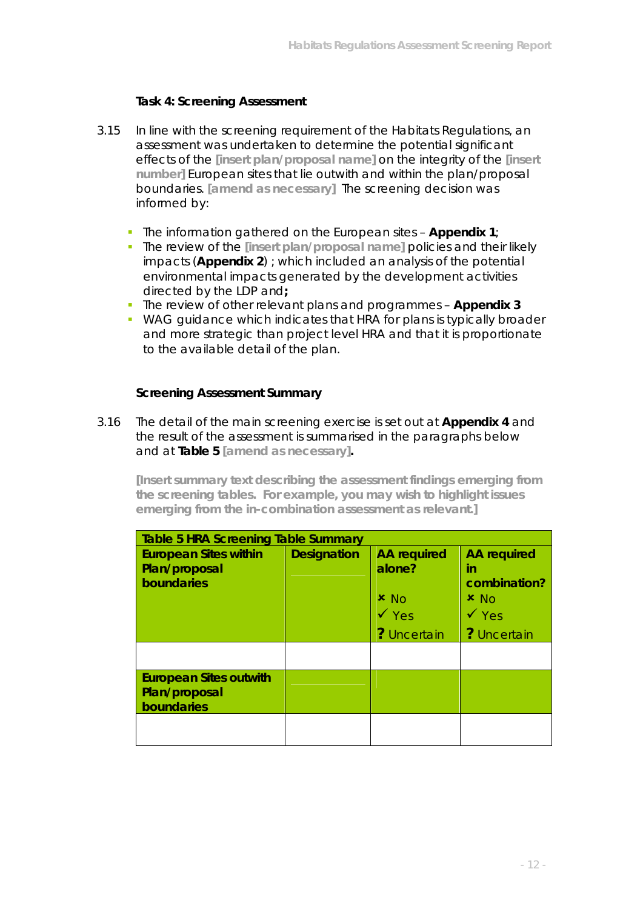**Task 4: Screening Assessment**

3.15 In line with the screening requirement of the Habitats Regulations, an assessment was undertaken to determine the potential significant effects of the **[insert plan/proposal name]** on the integrity of the **[insert number]** European sites that lie outwith and within the plan/proposal boundaries. **[amend as necessary]** The screening decision was informed by:

- The information gathered on the European sites – **Appendix 1**;
- The review of the **[insert plan/proposal name]** policies and their likely impacts (**Appendix 2**) ; which included an analysis of the potential environmental impacts generated by the development activities directed by the LDP and**;**
- The review of other relevant plans and programmes – **Appendix 3**
- WAG guidance which indicates that HRA for plans is typically broader and more strategic than project level HRA and that it is proportionate to the available detail of the plan.

**Screening Assessment Summary**

3.16 The detail of the main screening exercise is set out at **Appendix 4** and the result of the assessment is summarised in the paragraphs below and at **Table 5** **[amend as necessary].**

**[Insert summary text describing the assessment findings emerging from the screening tables. For example, you may wish to highlight issues emerging from the in-combination assessment as relevant.]**

| Table 5 HRA Screening Table Summary | | | |
|---|---|---|---|
| **European Sites within Plan/proposal boundaries** | **Designation** | **AA required alone?** ✗ No ✓ Yes ? Uncertain | **AA required in combination?** ✗ No ✓ Yes ? Uncertain |
| | | | |
| **European Sites outwith Plan/proposal boundaries** | | | |
| | | | |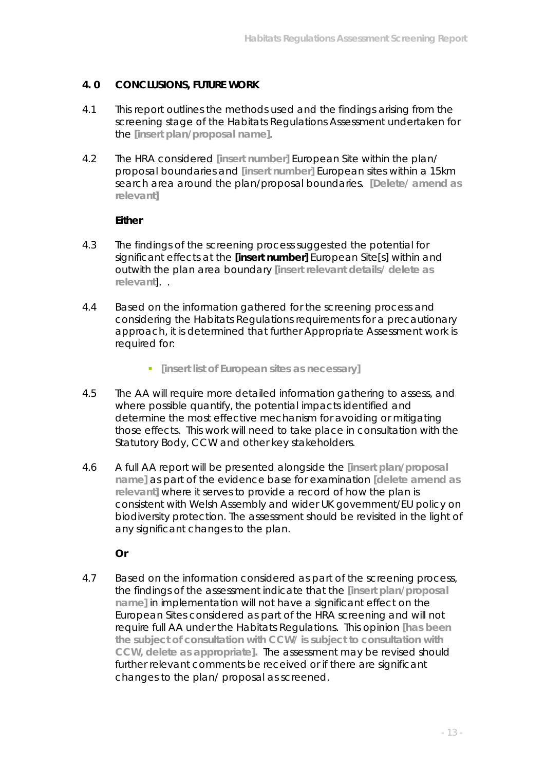## 4. 0 CONCLUSIONS, FUTURE WORK

4.1 This report outlines the methods used and the findings arising from the screening stage of the Habitats Regulations Assessment undertaken for the **[insert plan/proposal name]**.

4.2 The HRA considered **[insert number]** European Site within the plan/ proposal boundaries and **[insert number]** European sites within a 15km search area around the plan/proposal boundaries. **[Delete/ amend as relevant]**

**Either**

4.3 The findings of the screening process suggested the potential for significant effects at the **[insert number]** European Site[s] within and outwith the plan area boundary **[insert relevant details/ delete as relevant]**. .

4.4 Based on the information gathered for the screening process and considering the Habitats Regulations requirements for a precautionary approach, it is determined that further Appropriate Assessment work is required for:

- **[insert list of European sites as necessary]**

4.5 The AA will require more detailed information gathering to assess, and where possible quantify, the potential impacts identified and determine the most effective mechanism for avoiding or mitigating those effects. This work will need to take place in consultation with the Statutory Body, CCW and other key stakeholders.

4.6 A full AA report will be presented alongside the **[insert plan/proposal name]** as part of the evidence base for examination **[delete amend as relevant]** where it serves to provide a record of how the plan is consistent with Welsh Assembly and wider UK government/EU policy on biodiversity protection. The assessment should be revisited in the light of any significant changes to the plan.

**Or**

4.7 Based on the information considered as part of the screening process, the findings of the assessment indicate that the **[insert plan/proposal name]** in implementation will not have a significant effect on the European Sites considered as part of the HRA screening and will not require full AA under the Habitats Regulations. This opinion **[has been the subject of consultation with CCW/ is subject to consultation with CCW, delete as appropriate].** The assessment may be revised should further relevant comments be received or if there are significant changes to the plan/ proposal as screened.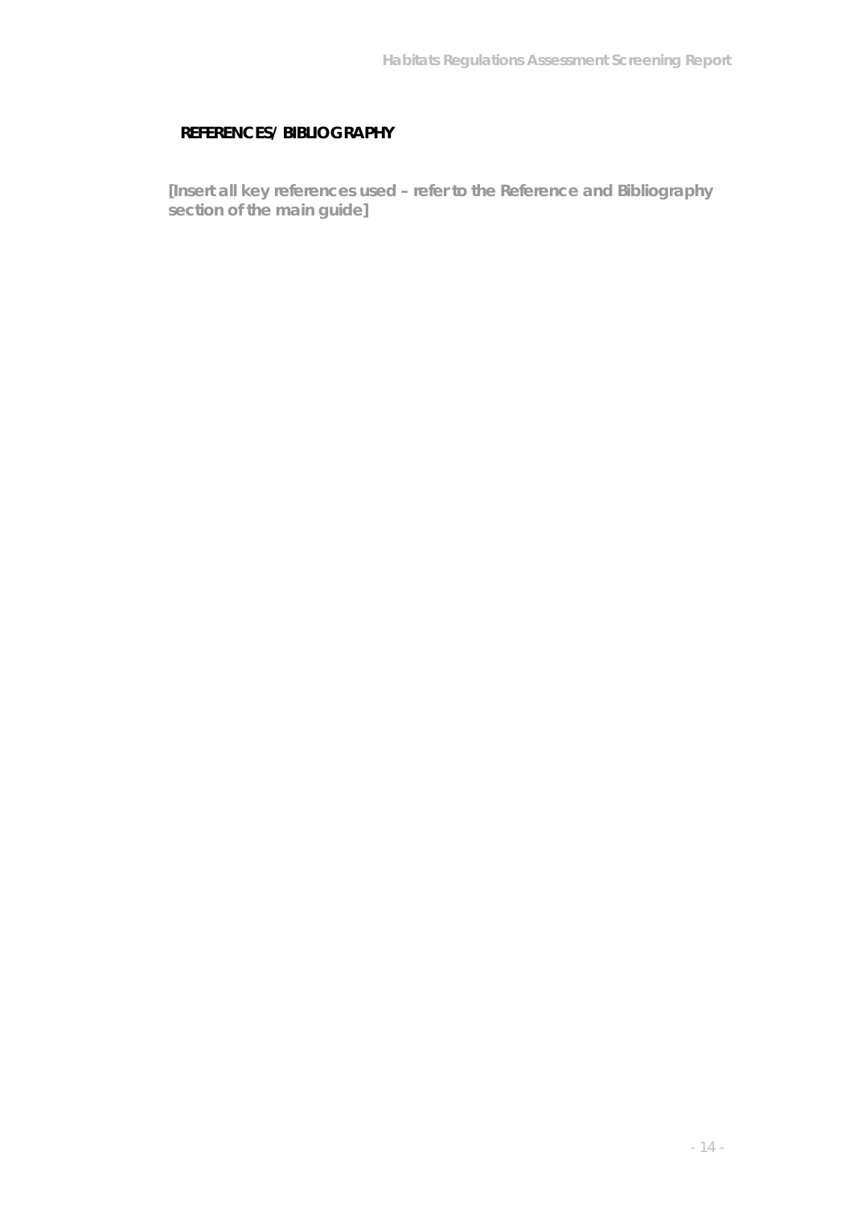## REFERENCES/ BIBLIOGRAPHY

**[Insert all key references used – refer to the Reference and Bibliography section of the main guide]**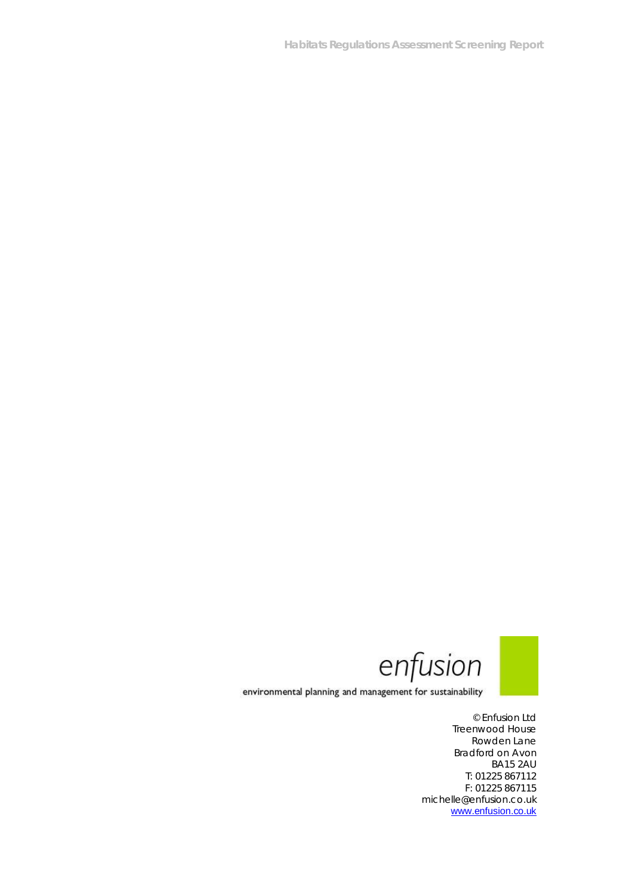enfusion

environmental planning and management for sustainability

© Enfusion Ltd
Treenwood House
Rowden Lane
Bradford on Avon
BA15 2AU
T: 01225 867112
F: 01225 867115
michelle@enfusion.co.uk
www.enfusion.co.uk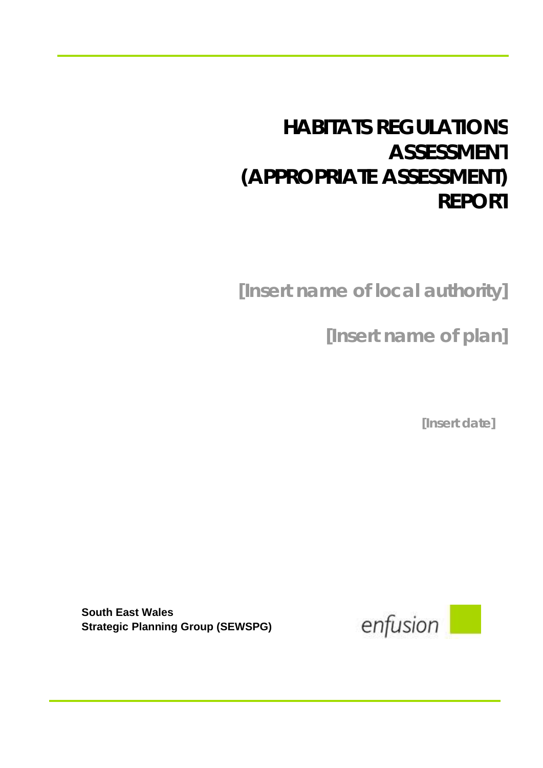# HABITATS REGULATIONS ASSESSMENT (APPROPRIATE ASSESSMENT) REPORT

## [Insert name of local authority]

## [Insert name of plan]

**[Insert date]**

**South East Wales**
**Strategic Planning Group (SEWSPG)**

enfusion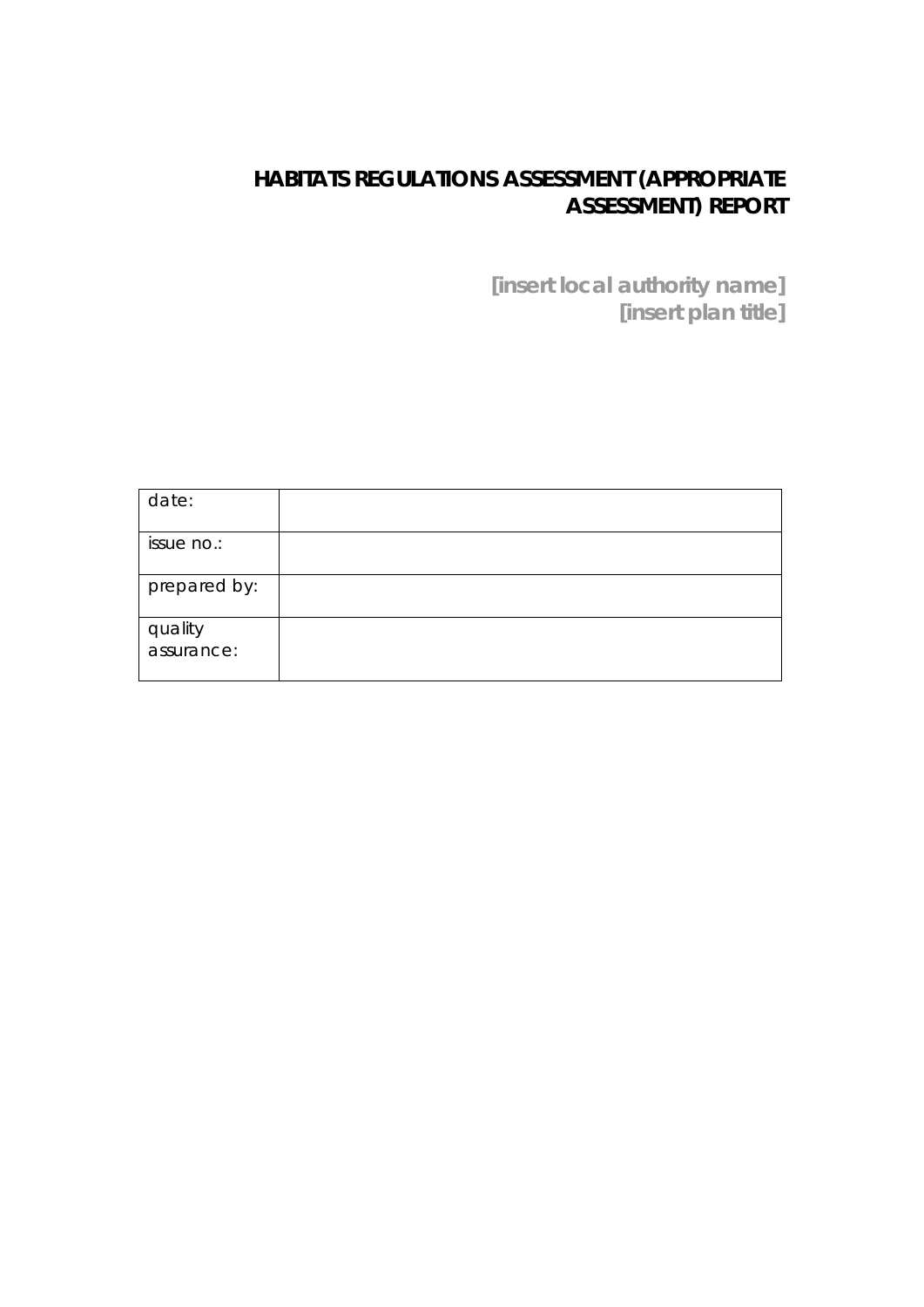# HABITATS REGULATIONS ASSESSMENT (APPROPRIATE ASSESSMENT) REPORT

**[insert local authority name]**
**[insert plan title]**

| date: | |
|---|---|
| issue no.: | |
| prepared by: | |
| quality assurance: | |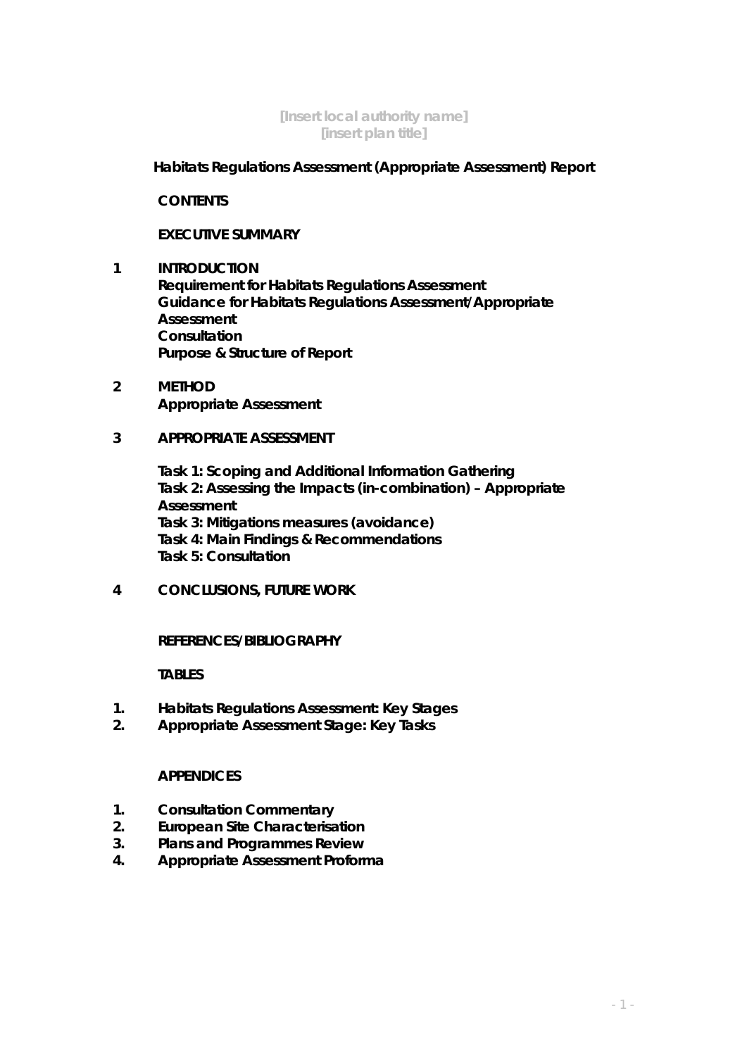[Insert local authority name]
[insert plan title]

**Habitats Regulations Assessment (Appropriate Assessment) Report**

**CONTENTS**

**EXECUTIVE SUMMARY**

**1 INTRODUCTION**
**Requirement for Habitats Regulations Assessment**
**Guidance for Habitats Regulations Assessment/Appropriate Assessment**
**Consultation**
**Purpose & Structure of Report**

**2 METHOD**
**Appropriate Assessment**

**3 APPROPRIATE ASSESSMENT**

**Task 1: Scoping and Additional Information Gathering**
**Task 2: Assessing the Impacts (in-combination) – Appropriate Assessment**
**Task 3: Mitigations measures (avoidance)**
**Task 4: Main Findings & Recommendations**
**Task 5: Consultation**

**4 CONCLUSIONS, FUTURE WORK**

**REFERENCES/BIBLIOGRAPHY**

**TABLES**

1. **Habitats Regulations Assessment: Key Stages**
2. **Appropriate Assessment Stage: Key Tasks**

**APPENDICES**

1. **Consultation Commentary**
2. **European Site Characterisation**
3. **Plans and Programmes Review**
4. **Appropriate Assessment Proforma**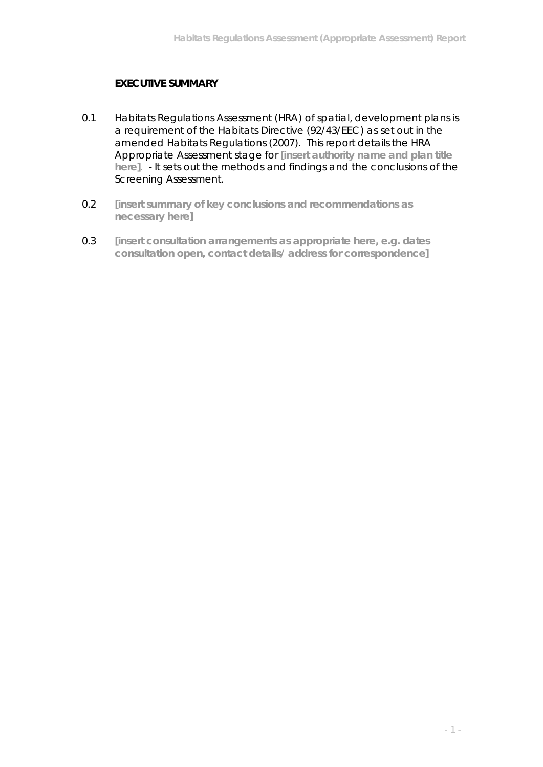## EXECUTIVE SUMMARY

0.1 Habitats Regulations Assessment (HRA) of spatial, development plans is a requirement of the Habitats Directive (92/43/EEC) as set out in the amended Habitats Regulations (2007). This report details the HRA Appropriate Assessment stage for **[insert authority name and plan title here]**. - It sets out the methods and findings and the conclusions of the Screening Assessment.

0.2 **[insert summary of key conclusions and recommendations as necessary here]**

0.3 **[insert consultation arrangements as appropriate here, e.g. dates consultation open, contact details/ address for correspondence]**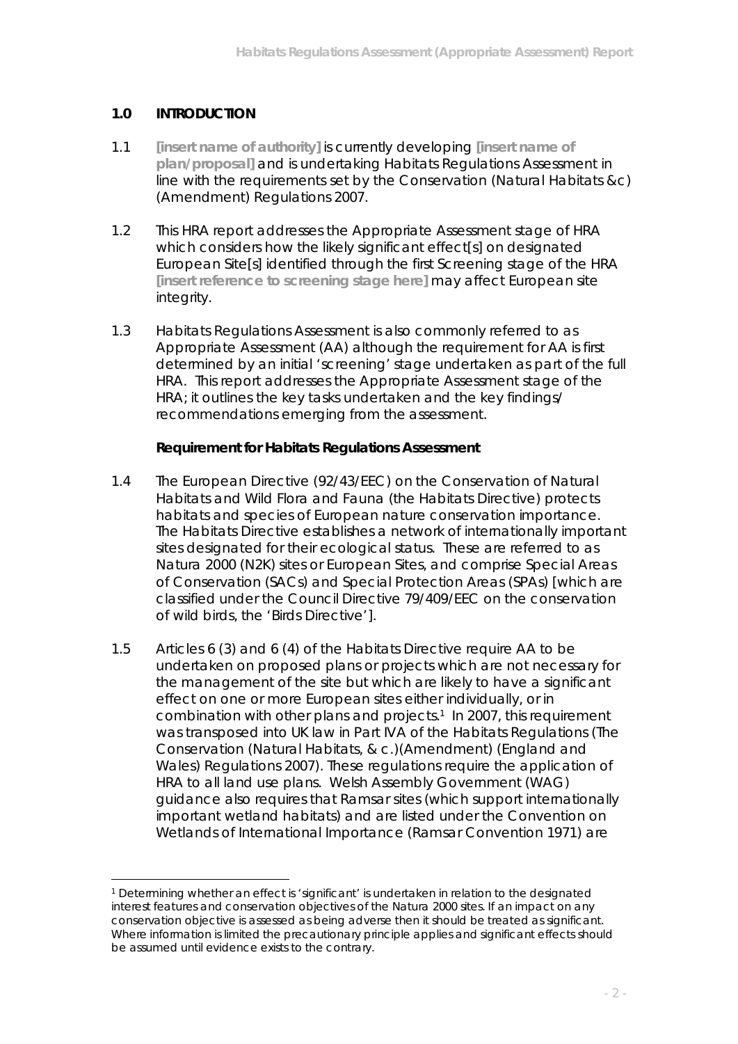## 1.0 INTRODUCTION

1.1 **[insert name of authority]** is currently developing **[insert name of plan/proposal]** and is undertaking Habitats Regulations Assessment in line with the requirements set by the Conservation (Natural Habitats &c) (Amendment) Regulations 2007.

1.2 This HRA report addresses the Appropriate Assessment stage of HRA which considers how the likely significant effect[s] on designated European Site[s] identified through the first Screening stage of the HRA **[insert reference to screening stage here]** may affect European site integrity.

1.3 Habitats Regulations Assessment is also commonly referred to as Appropriate Assessment (AA) although the requirement for AA is first determined by an initial 'screening' stage undertaken as part of the full HRA. This report addresses the Appropriate Assessment stage of the HRA; it outlines the key tasks undertaken and the key findings/ recommendations emerging from the assessment.

**Requirement for Habitats Regulations Assessment**

1.4 The European Directive (92/43/EEC) on the Conservation of Natural Habitats and Wild Flora and Fauna (the Habitats Directive) protects habitats and species of European nature conservation importance. The Habitats Directive establishes a network of internationally important sites designated for their ecological status. These are referred to as Natura 2000 (N2K) sites or European Sites, and comprise Special Areas of Conservation (SACs) and Special Protection Areas (SPAs) [which are classified under the Council Directive 79/409/EEC on the conservation of wild birds, the 'Birds Directive'].

1.5 Articles 6 (3) and 6 (4) of the Habitats Directive require AA to be undertaken on proposed plans or projects which are not necessary for the management of the site but which are likely to have a significant effect on one or more European sites either individually, or in combination with other plans and projects.[1] In 2007, this requirement was transposed into UK law in Part IVA of the Habitats Regulations (The Conservation (Natural Habitats, & c.)(Amendment) (England and Wales) Regulations 2007). These regulations require the application of HRA to all land use plans. Welsh Assembly Government (WAG) guidance also requires that Ramsar sites (which support internationally important wetland habitats) and are listed under the Convention on Wetlands of International Importance (Ramsar Convention 1971) are

---

[1] Determining whether an effect is 'significant' is undertaken in relation to the designated interest features and conservation objectives of the Natura 2000 sites. If an impact on any conservation objective is assessed as being adverse then it should be treated as significant. Where information is limited the precautionary principle applies and significant effects should be assumed until evidence exists to the contrary.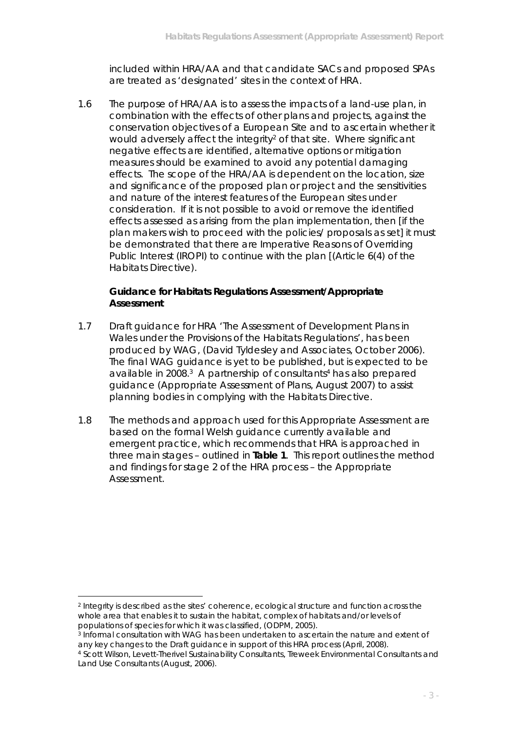included within HRA/AA and that candidate SACs and proposed SPAs are treated as 'designated' sites in the context of HRA.

1.6 The purpose of HRA/AA is to assess the impacts of a land-use plan, in combination with the effects of other plans and projects, against the conservation objectives of a European Site and to ascertain whether it would adversely affect the integrity[2] of that site. Where significant negative effects are identified, alternative options or mitigation measures should be examined to avoid any potential damaging effects. The scope of the HRA/AA is dependent on the location, size and significance of the proposed plan or project and the sensitivities and nature of the interest features of the European sites under consideration. If it is not possible to avoid or remove the identified effects assessed as arising from the plan implementation, then [if the plan makers wish to proceed with the policies/ proposals as set] it must be demonstrated that there are Imperative Reasons of Overriding Public Interest (IROPI) to continue with the plan [(Article 6(4) of the Habitats Directive).

### Guidance for Habitats Regulations Assessment/Appropriate Assessment

1.7 Draft guidance for HRA 'The Assessment of Development Plans in Wales under the Provisions of the Habitats Regulations', has been produced by WAG, (David Tyldesley and Associates, October 2006). The final WAG guidance is yet to be published, but is expected to be available in 2008.[3] A partnership of consultants[4] has also prepared guidance (Appropriate Assessment of Plans, August 2007) to assist planning bodies in complying with the Habitats Directive.

1.8 The methods and approach used for this Appropriate Assessment are based on the formal Welsh guidance currently available and emergent practice, which recommends that HRA is approached in three main stages – outlined in **Table 1**. This report outlines the method and findings for stage 2 of the HRA process – the Appropriate Assessment.

---

[2] Integrity is described as the sites' coherence, ecological structure and function across the whole area that enables it to sustain the habitat, complex of habitats and/or levels of populations of species for which it was classified, (ODPM, 2005).

[3] Informal consultation with WAG has been undertaken to ascertain the nature and extent of any key changes to the Draft guidance in support of this HRA process (April, 2008).

[4] Scott Wilson, Levett-Therivel Sustainability Consultants, Treweek Environmental Consultants and Land Use Consultants (August, 2006).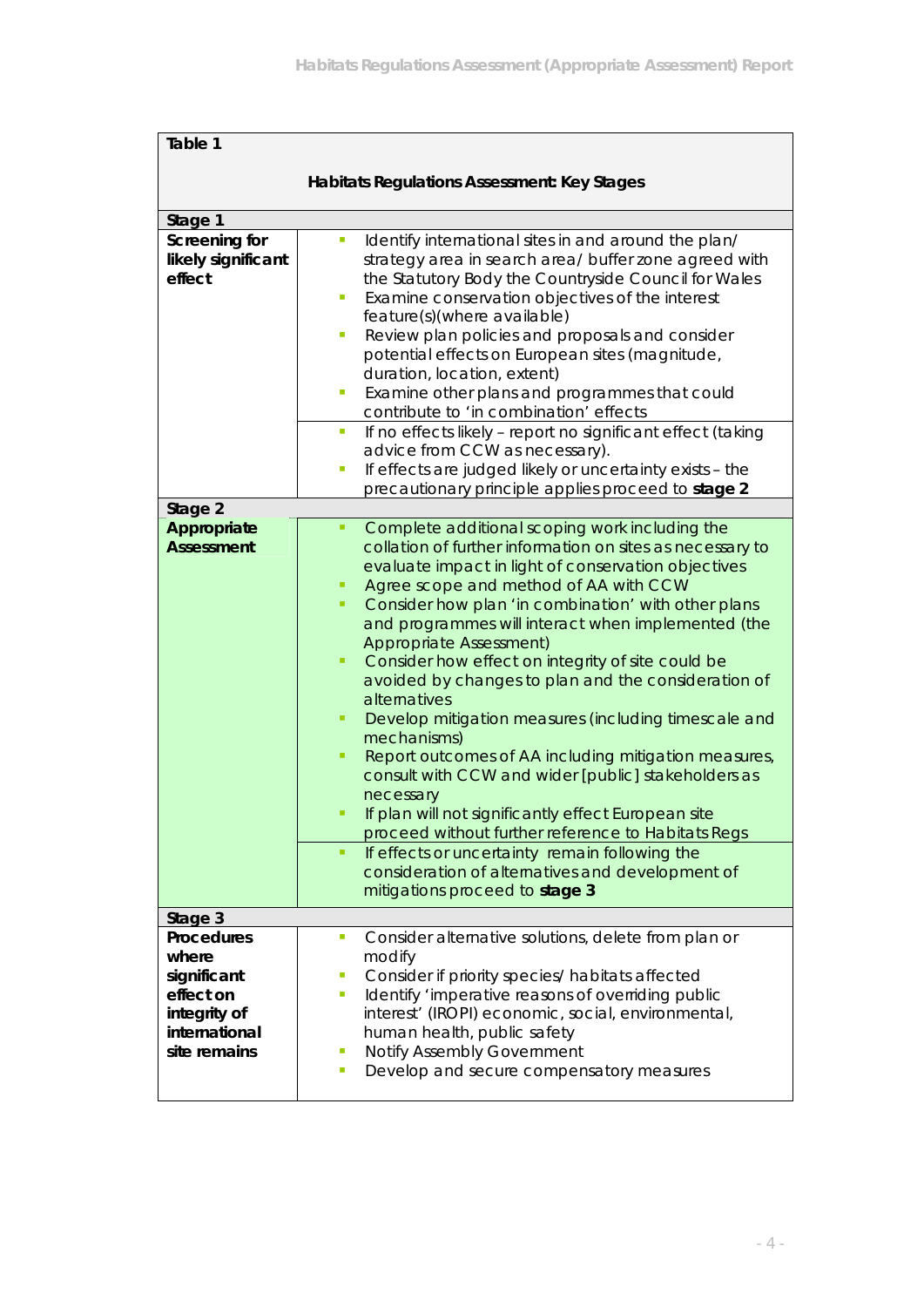| Table 1 | |
|---|---|
| **Habitats Regulations Assessment: Key Stages** | |
| **Stage 1** | |
| **Screening for likely significant effect** | ▪ Identify international sites in and around the plan/ strategy area in search area/ buffer zone agreed with the Statutory Body the Countryside Council for Wales<br>▪ Examine conservation objectives of the interest feature(s)(where available)<br>▪ Review plan policies and proposals and consider potential effects on European sites (magnitude, duration, location, extent)<br>▪ Examine other plans and programmes that could contribute to 'in combination' effects |
| | ▪ If no effects likely – report no significant effect (taking advice from CCW as necessary).<br>▪ If effects are judged likely or uncertainty exists – the precautionary principle applies proceed to **stage 2** |
| **Stage 2** | |
| **Appropriate Assessment** | ▪ Complete additional scoping work including the collation of further information on sites as necessary to evaluate impact in light of conservation objectives<br>▪ Agree scope and method of AA with CCW<br>▪ Consider how plan 'in combination' with other plans and programmes will interact when implemented (the Appropriate Assessment)<br>▪ Consider how effect on integrity of site could be avoided by changes to plan and the consideration of alternatives<br>▪ Develop mitigation measures (including timescale and mechanisms)<br>▪ Report outcomes of AA including mitigation measures, consult with CCW and wider [public] stakeholders as necessary<br>▪ If plan will not significantly effect European site proceed without further reference to Habitats Regs |
| | ▪ If effects or uncertainty remain following the consideration of alternatives and development of mitigations proceed to **stage 3** |
| **Stage 3** | |
| **Procedures where significant effect on integrity of international site remains** | ▪ Consider alternative solutions, delete from plan or modify<br>▪ Consider if priority species/ habitats affected<br>▪ Identify 'imperative reasons of overriding public interest' (IROPI) economic, social, environmental, human health, public safety<br>▪ Notify Assembly Government<br>▪ Develop and secure compensatory measures |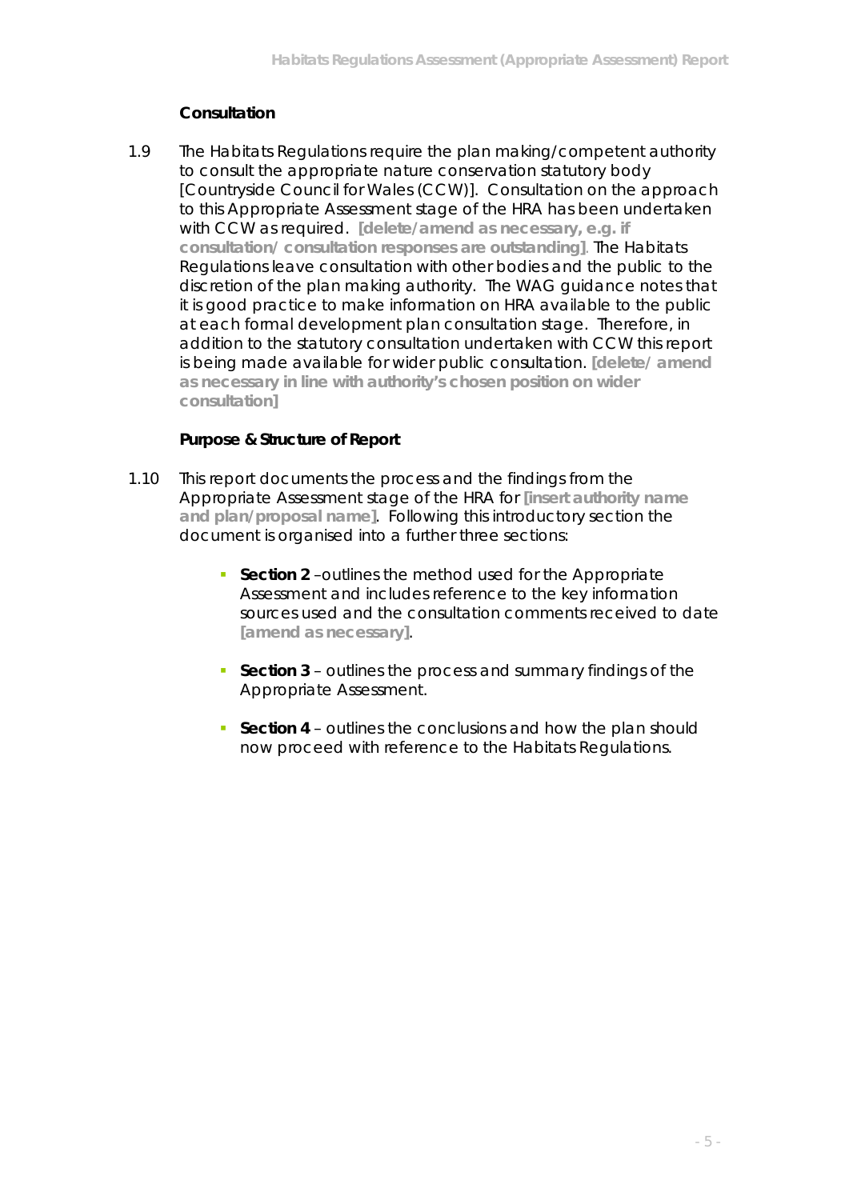### Consultation

1.9 The Habitats Regulations require the plan making/competent authority to consult the appropriate nature conservation statutory body [Countryside Council for Wales (CCW)]. Consultation on the approach to this Appropriate Assessment stage of the HRA has been undertaken with CCW as required. **[delete/amend as necessary, e.g. if consultation/ consultation responses are outstanding]**. The Habitats Regulations leave consultation with other bodies and the public to the discretion of the plan making authority. The WAG guidance notes that it is good practice to make information on HRA available to the public at each formal development plan consultation stage. Therefore, in addition to the statutory consultation undertaken with CCW this report is being made available for wider public consultation. **[delete/ amend as necessary in line with authority's chosen position on wider consultation]**

### Purpose & Structure of Report

1.10 This report documents the process and the findings from the Appropriate Assessment stage of the HRA for **[insert authority name and plan/proposal name]**. Following this introductory section the document is organised into a further three sections:

- **Section 2** –outlines the method used for the Appropriate Assessment and includes reference to the key information sources used and the consultation comments received to date **[amend as necessary]**.
- **Section 3** – outlines the process and summary findings of the Appropriate Assessment.
- **Section 4** – outlines the conclusions and how the plan should now proceed with reference to the Habitats Regulations.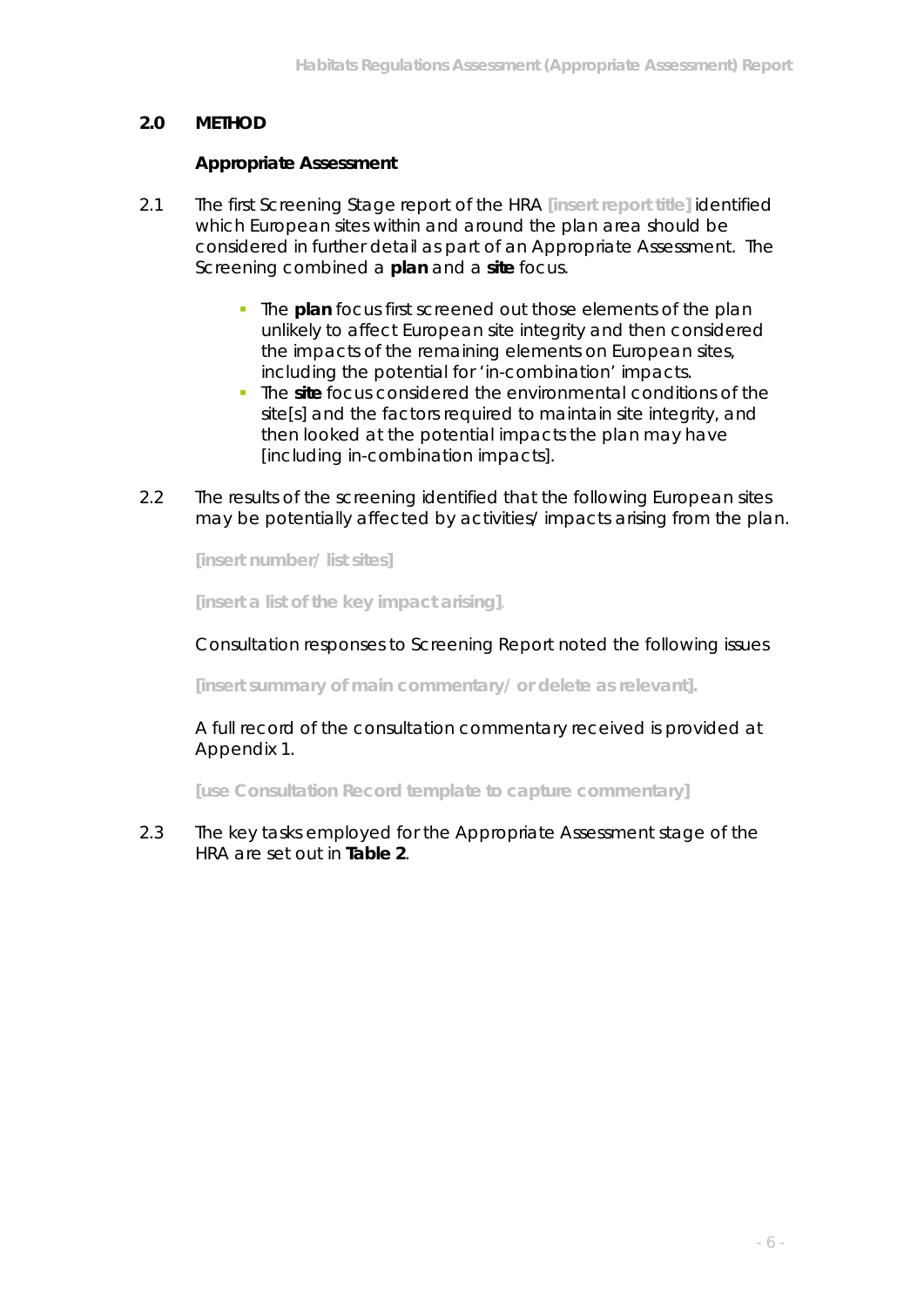## 2.0 METHOD

### Appropriate Assessment

2.1 The first Screening Stage report of the HRA [insert report title] identified which European sites within and around the plan area should be considered in further detail as part of an Appropriate Assessment. The Screening combined a **plan** and a **site** focus.

- The **plan** focus first screened out those elements of the plan unlikely to affect European site integrity and then considered the impacts of the remaining elements on European sites, including the potential for 'in-combination' impacts.
- The **site** focus considered the environmental conditions of the site[s] and the factors required to maintain site integrity, and then looked at the potential impacts the plan may have [including in-combination impacts].

2.2 The results of the screening identified that the following European sites may be potentially affected by activities/ impacts arising from the plan.

**[insert number/ list sites]**

**[insert a list of the key impact arising]**.

Consultation responses to Screening Report noted the following issues

**[insert summary of main commentary/ or delete as relevant].**

A full record of the consultation commentary received is provided at Appendix 1.

**[use Consultation Record template to capture commentary]**

2.3 The key tasks employed for the Appropriate Assessment stage of the HRA are set out in **Table 2**.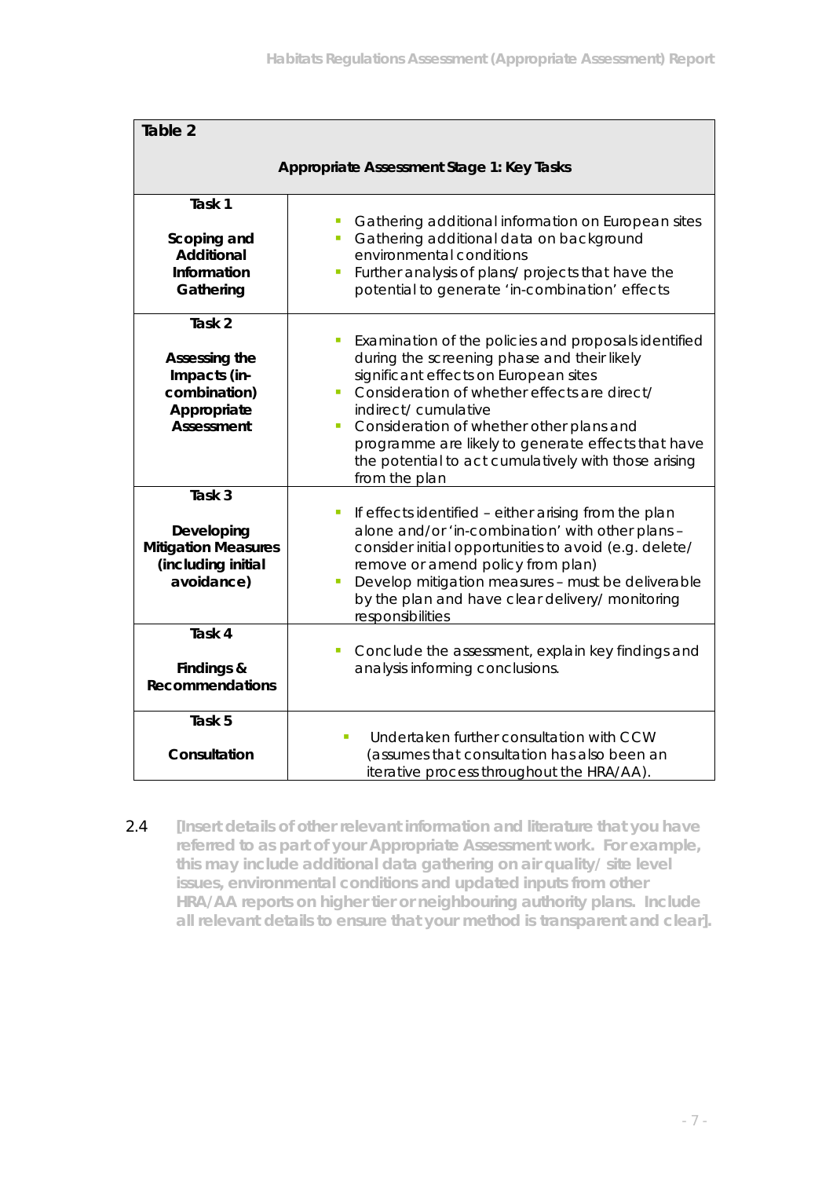| Table 2 | |
|---|---|
| **Appropriate Assessment Stage 1: Key Tasks** | |
| **Task 1**<br><br>**Scoping and Additional Information Gathering** | - Gathering additional information on European sites<br>- Gathering additional data on background environmental conditions<br>- Further analysis of plans/ projects that have the potential to generate 'in-combination' effects |
| **Task 2**<br><br>**Assessing the Impacts (in-combination) Appropriate Assessment** | - Examination of the policies and proposals identified during the screening phase and their likely significant effects on European sites<br>- Consideration of whether effects are direct/ indirect/ cumulative<br>- Consideration of whether other plans and programme are likely to generate effects that have the potential to act cumulatively with those arising from the plan |
| **Task 3**<br><br>**Developing Mitigation Measures (including initial avoidance)** | - If effects identified – either arising from the plan alone and/or 'in-combination' with other plans – consider initial opportunities to avoid (e.g. delete/ remove or amend policy from plan)<br>- Develop mitigation measures – must be deliverable by the plan and have clear delivery/ monitoring responsibilities |
| **Task 4**<br><br>**Findings & Recommendations** | - Conclude the assessment, explain key findings and analysis informing conclusions. |
| **Task 5**<br><br>**Consultation** | - Undertaken further consultation with CCW (assumes that consultation has also been an iterative process throughout the HRA/AA). |

2.4 **[Insert details of other relevant information and literature that you have referred to as part of your Appropriate Assessment work. For example, this may include additional data gathering on air quality/ site level issues, environmental conditions and updated inputs from other HRA/AA reports on higher tier or neighbouring authority plans. Include all relevant details to ensure that your method is transparent and clear].**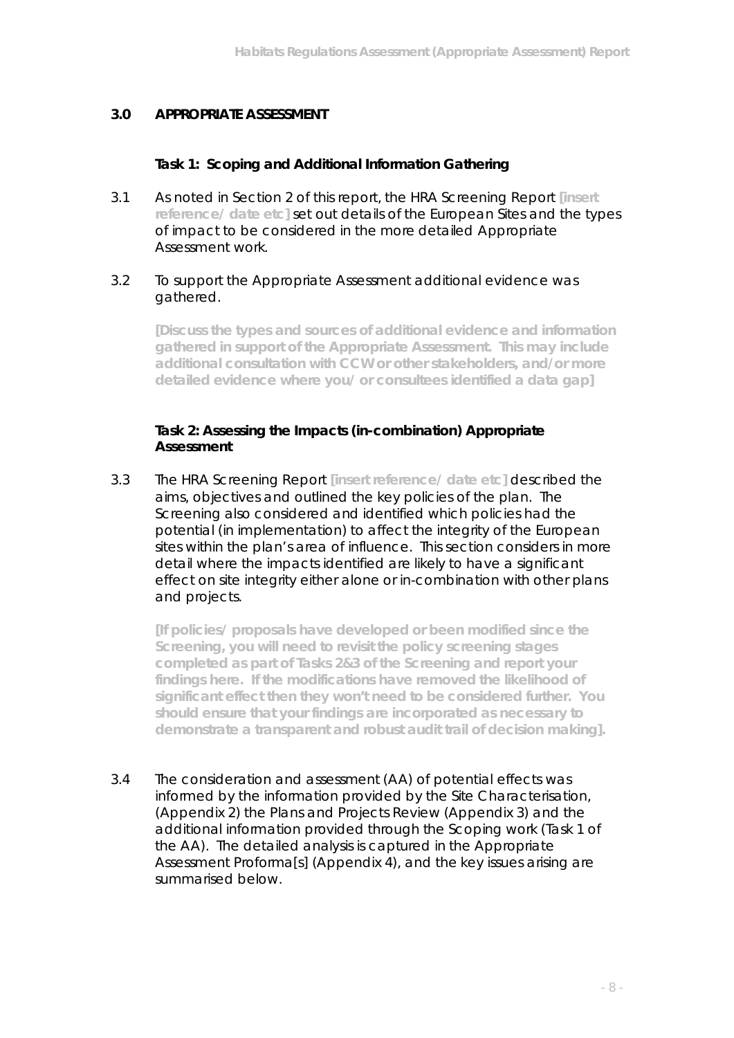## 3.0 APPROPRIATE ASSESSMENT

### Task 1: Scoping and Additional Information Gathering

3.1 As noted in Section 2 of this report, the HRA Screening Report **[insert reference/ date etc]** set out details of the European Sites and the types of impact to be considered in the more detailed Appropriate Assessment work.

3.2 To support the Appropriate Assessment additional evidence was gathered.

**[Discuss the types and sources of additional evidence and information gathered in support of the Appropriate Assessment. This may include additional consultation with CCW or other stakeholders, and/or more detailed evidence where you/ or consultees identified a data gap]**

### Task 2: Assessing the Impacts (in-combination) Appropriate Assessment

3.3 The HRA Screening Report **[insert reference/ date etc]** described the aims, objectives and outlined the key policies of the plan. The Screening also considered and identified which policies had the potential (in implementation) to affect the integrity of the European sites within the plan's area of influence. This section considers in more detail where the impacts identified are likely to have a significant effect on site integrity either alone or in-combination with other plans and projects.

**[If policies/ proposals have developed or been modified since the Screening, you will need to revisit the policy screening stages completed as part of Tasks 2&3 of the Screening and report your findings here. If the modifications have removed the likelihood of significant effect then they won't need to be considered further. You should ensure that your findings are incorporated as necessary to demonstrate a transparent and robust audit trail of decision making].**

3.4 The consideration and assessment (AA) of potential effects was informed by the information provided by the Site Characterisation, (Appendix 2) the Plans and Projects Review (Appendix 3) and the additional information provided through the Scoping work (Task 1 of the AA). The detailed analysis is captured in the Appropriate Assessment Proforma[s] (Appendix 4), and the key issues arising are summarised below.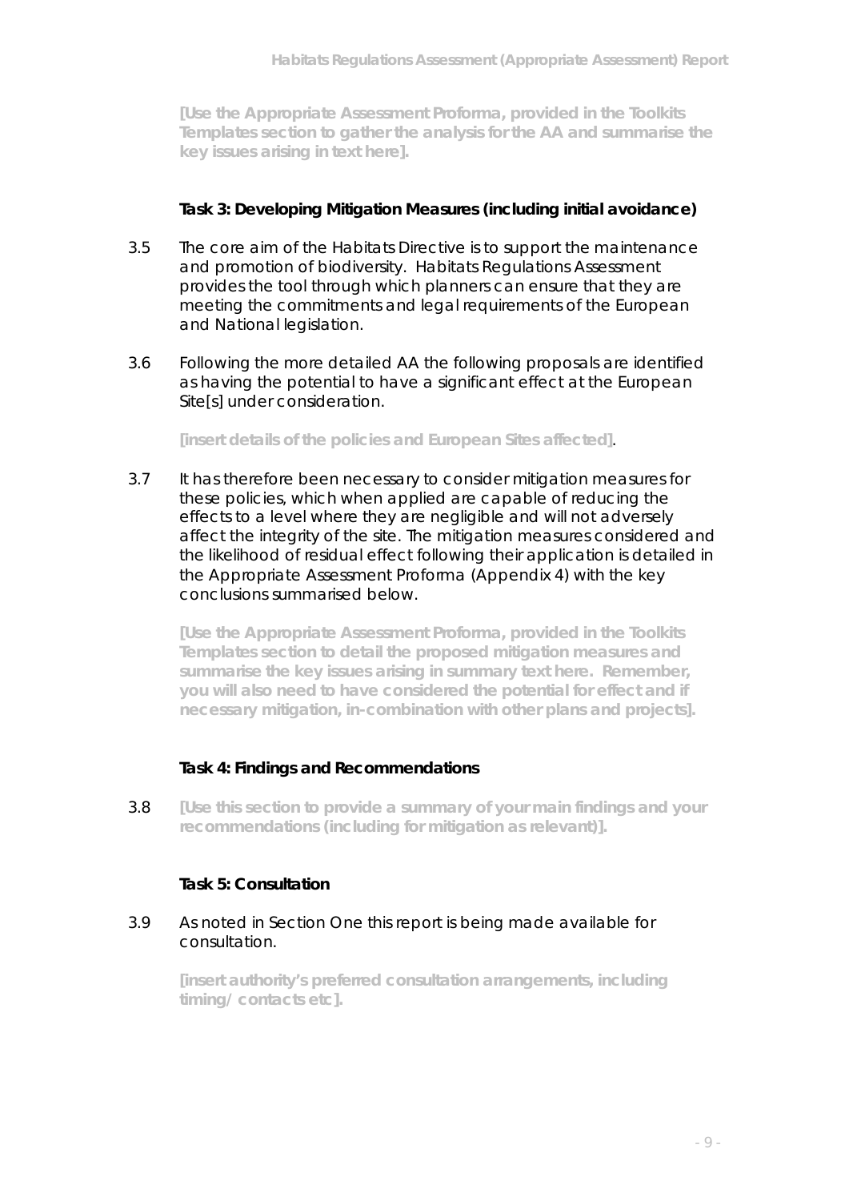**[Use the Appropriate Assessment Proforma, provided in the Toolkits Templates section to gather the analysis for the AA and summarise the key issues arising in text here].**

**Task 3: Developing Mitigation Measures (including initial avoidance)**

3.5 The core aim of the Habitats Directive is to support the maintenance and promotion of biodiversity. Habitats Regulations Assessment provides the tool through which planners can ensure that they are meeting the commitments and legal requirements of the European and National legislation.

3.6 Following the more detailed AA the following proposals are identified as having the potential to have a significant effect at the European Site[s] under consideration.

**[insert details of the policies and European Sites affected]**.

3.7 It has therefore been necessary to consider mitigation measures for these policies, which when applied are capable of reducing the effects to a level where they are negligible and will not adversely affect the integrity of the site. The mitigation measures considered and the likelihood of residual effect following their application is detailed in the Appropriate Assessment Proforma (Appendix 4) with the key conclusions summarised below.

**[Use the Appropriate Assessment Proforma, provided in the Toolkits Templates section to detail the proposed mitigation measures and summarise the key issues arising in summary text here. Remember, you will also need to have considered the potential for effect and if necessary mitigation, in-combination with other plans and projects].**

**Task 4: Findings and Recommendations**

3.8 **[Use this section to provide a summary of your main findings and your recommendations (including for mitigation as relevant)].**

**Task 5: Consultation**

3.9 As noted in Section One this report is being made available for consultation.

**[insert authority's preferred consultation arrangements, including timing/ contacts etc].**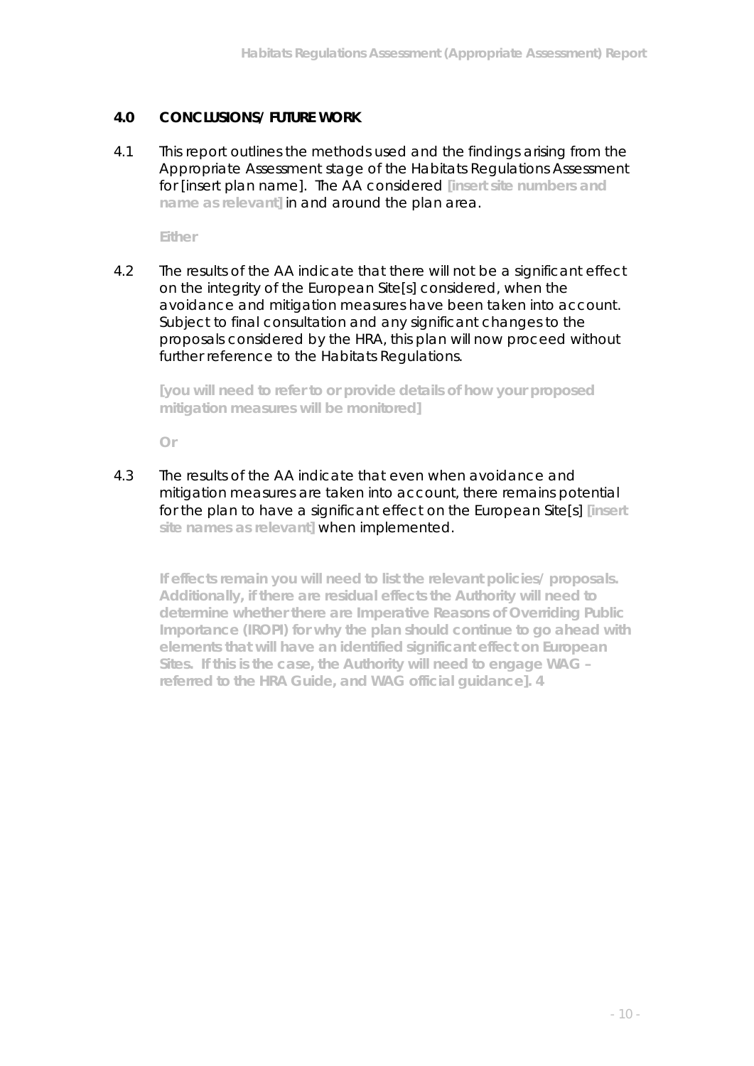## 4.0 CONCLUSIONS/ FUTURE WORK

4.1 This report outlines the methods used and the findings arising from the Appropriate Assessment stage of the Habitats Regulations Assessment for [insert plan name]. The AA considered **[insert site numbers and name as relevant]** in and around the plan area.

**Either**

4.2 The results of the AA indicate that there will not be a significant effect on the integrity of the European Site[s] considered, when the avoidance and mitigation measures have been taken into account. Subject to final consultation and any significant changes to the proposals considered by the HRA, this plan will now proceed without further reference to the Habitats Regulations.

**[you will need to refer to or provide details of how your proposed mitigation measures will be monitored]**

**Or**

4.3 The results of the AA indicate that even when avoidance and mitigation measures are taken into account, there remains potential for the plan to have a significant effect on the European Site[s] **[insert site names as relevant]** when implemented.

**If effects remain you will need to list the relevant policies/ proposals. Additionally, if there are residual effects the Authority will need to determine whether there are Imperative Reasons of Overriding Public Importance (IROPI) for why the plan should continue to go ahead with elements that will have an identified significant effect on European Sites. If this is the case, the Authority will need to engage WAG – referred to the HRA Guide, and WAG official guidance]. 4**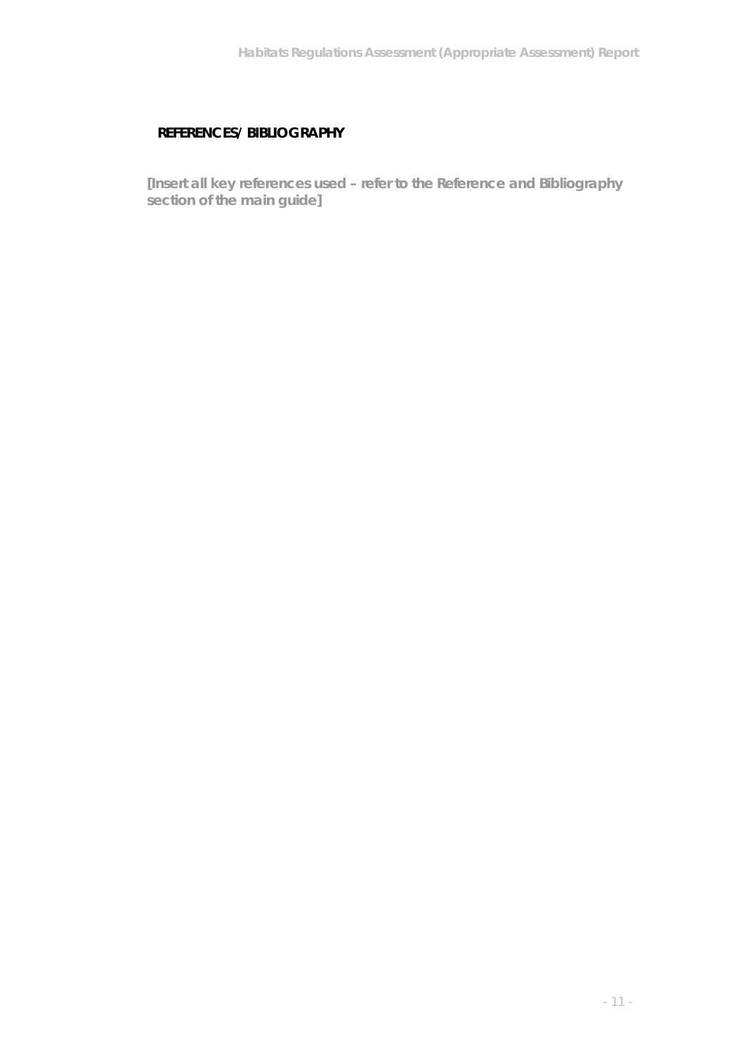## REFERENCES/ BIBLIOGRAPHY

**[Insert all key references used – refer to the Reference and Bibliography section of the main guide]**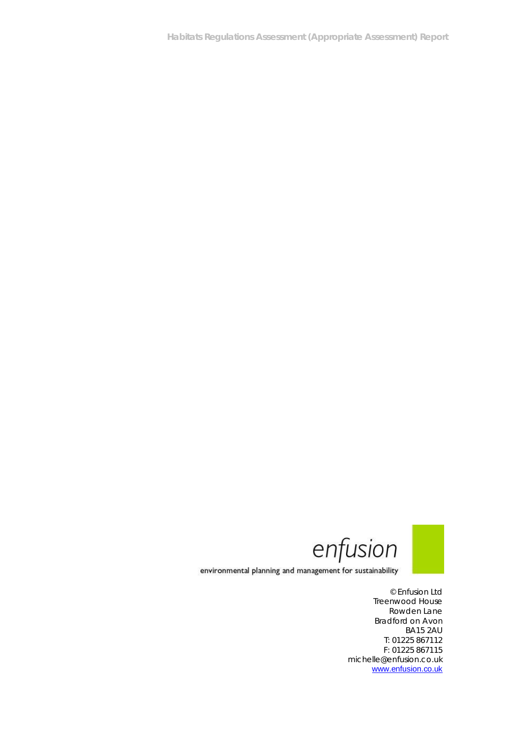enfusion

environmental planning and management for sustainability

© Enfusion Ltd
Treenwood House
Rowden Lane
Bradford on Avon
BA15 2AU
T: 01225 867112
F: 01225 867115
michelle@enfusion.co.uk
www.enfusion.co.uk